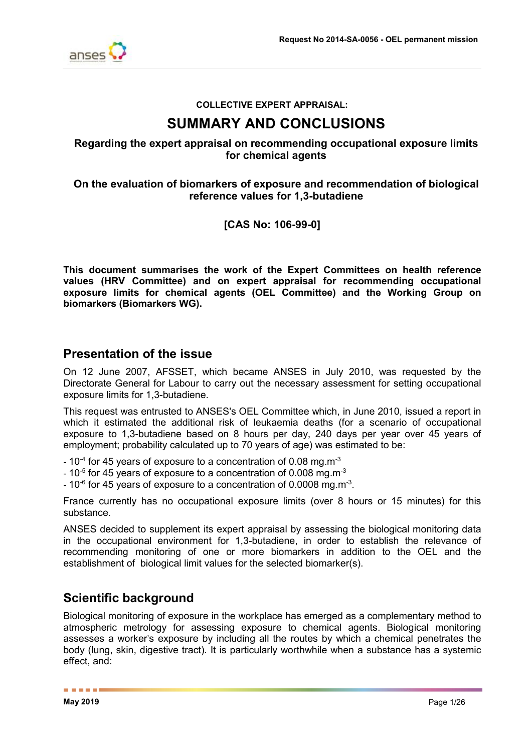COLLECTIVE EXPERT APPRAISAL:

# SUMMARY AND CONCLUSIONS

### Regarding the expert appraisal on recommending occupational exposure limits for chemical agents

### On the evaluation of biomarkers of exposure and recommendation of biological reference values for 1,3-butadiene

### [CAS No: 106-99-0]

**This document summarises the work of the Expert Committees on health reference values (HRV Committee) and on expert appraisal for recommending occupational exposure limits for chemical agents (OEL Committee) and the Working Group on biomarkers (Biomarkers WG).**

## Presentation of the issue

On 12 June 2007, AFSSET, which became ANSES in July 2010, was requested by the Directorate General for Labour to carry out the necessary assessment for setting occupational exposure limits for 1,3-butadiene.

This request was entrusted to ANSES's OEL Committee which, in June 2010, issued a report in which it estimated the additional risk of leukaemia deaths (for a scenario of occupational exposure to 1,3-butadiene based on 8 hours per day, 240 days per year over 45 years of employment; probability calculated up to 70 years of age) was estimated to be:

- $10^{-4}$ for 45 years of exposure to a concentration of 0.08 $mg.m^{-3}$
- $10^{-5}$ for 45 years of exposure to a concentration of 0.008 $mg.m^{-3}$
- $10^{-6}$ for 45 years of exposure to a concentration of 0.0008 $mg.m^{-3}$.

France currently has no occupational exposure limits (over 8 hours or 15 minutes) for this substance.

ANSES decided to supplement its expert appraisal by assessing the biological monitoring data in the occupational environment for 1,3-butadiene, in order to establish the relevance of recommending monitoring of one or more biomarkers in addition to the OEL and the establishment of biological limit values for the selected biomarker(s).

## Scientific background

Biological monitoring of exposure in the workplace has emerged as a complementary method to atmospheric metrology for assessing exposure to chemical agents. Biological monitoring assesses a worker's exposure by including all the routes by which a chemical penetrates the body (lung, skin, digestive tract). It is particularly worthwhile when a substance has a systemic effect, and: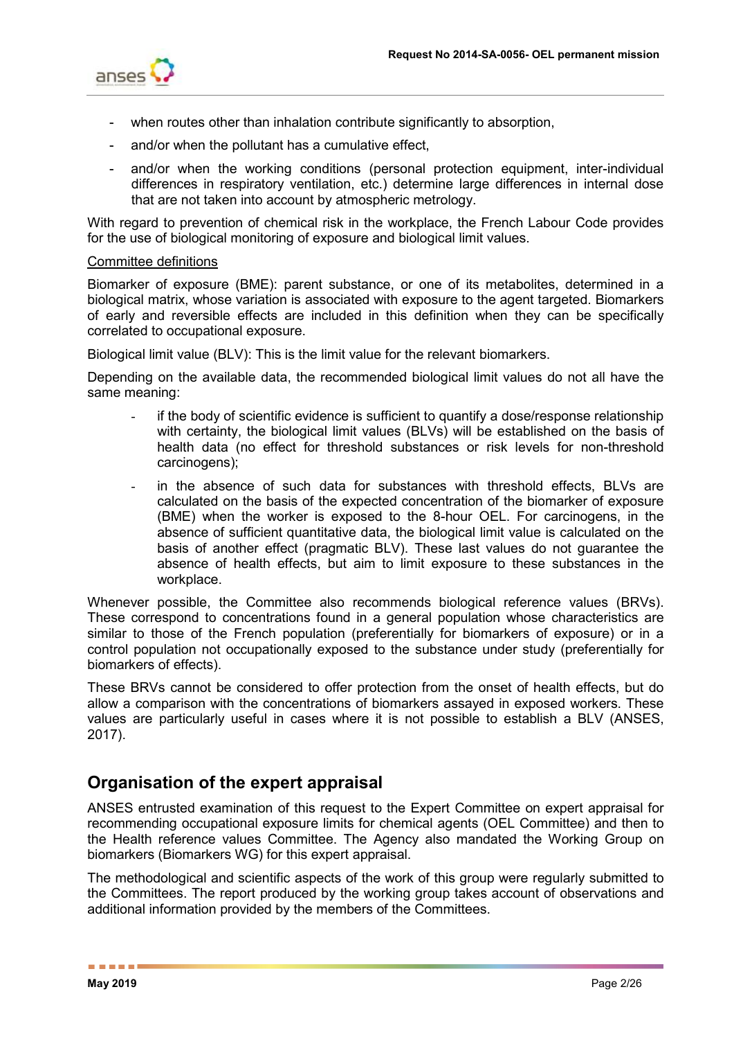- when routes other than inhalation contribute significantly to absorption,
- and/or when the pollutant has a cumulative effect,
- and/or when the working conditions (personal protection equipment, inter-individual differences in respiratory ventilation, etc.) determine large differences in internal dose that are not taken into account by atmospheric metrology.

With regard to prevention of chemical risk in the workplace, the French Labour Code provides for the use of biological monitoring of exposure and biological limit values.

Committee definitions

Biomarker of exposure (BME): parent substance, or one of its metabolites, determined in a biological matrix, whose variation is associated with exposure to the agent targeted. Biomarkers of early and reversible effects are included in this definition when they can be specifically correlated to occupational exposure.

Biological limit value (BLV): This is the limit value for the relevant biomarkers.

Depending on the available data, the recommended biological limit values do not all have the same meaning:

- if the body of scientific evidence is sufficient to quantify a dose/response relationship with certainty, the biological limit values (BLVs) will be established on the basis of health data (no effect for threshold substances or risk levels for non-threshold carcinogens);
- in the absence of such data for substances with threshold effects, BLVs are calculated on the basis of the expected concentration of the biomarker of exposure (BME) when the worker is exposed to the 8-hour OEL. For carcinogens, in the absence of sufficient quantitative data, the biological limit value is calculated on the basis of another effect (pragmatic BLV). These last values do not guarantee the absence of health effects, but aim to limit exposure to these substances in the workplace.

Whenever possible, the Committee also recommends biological reference values (BRVs). These correspond to concentrations found in a general population whose characteristics are similar to those of the French population (preferentially for biomarkers of exposure) or in a control population not occupationally exposed to the substance under study (preferentially for biomarkers of effects).

These BRVs cannot be considered to offer protection from the onset of health effects, but do allow a comparison with the concentrations of biomarkers assayed in exposed workers. These values are particularly useful in cases where it is not possible to establish a BLV (ANSES, 2017).

## Organisation of the expert appraisal

ANSES entrusted examination of this request to the Expert Committee on expert appraisal for recommending occupational exposure limits for chemical agents (OEL Committee) and then to the Health reference values Committee. The Agency also mandated the Working Group on biomarkers (Biomarkers WG) for this expert appraisal.

The methodological and scientific aspects of the work of this group were regularly submitted to the Committees. The report produced by the working group takes account of observations and additional information provided by the members of the Committees.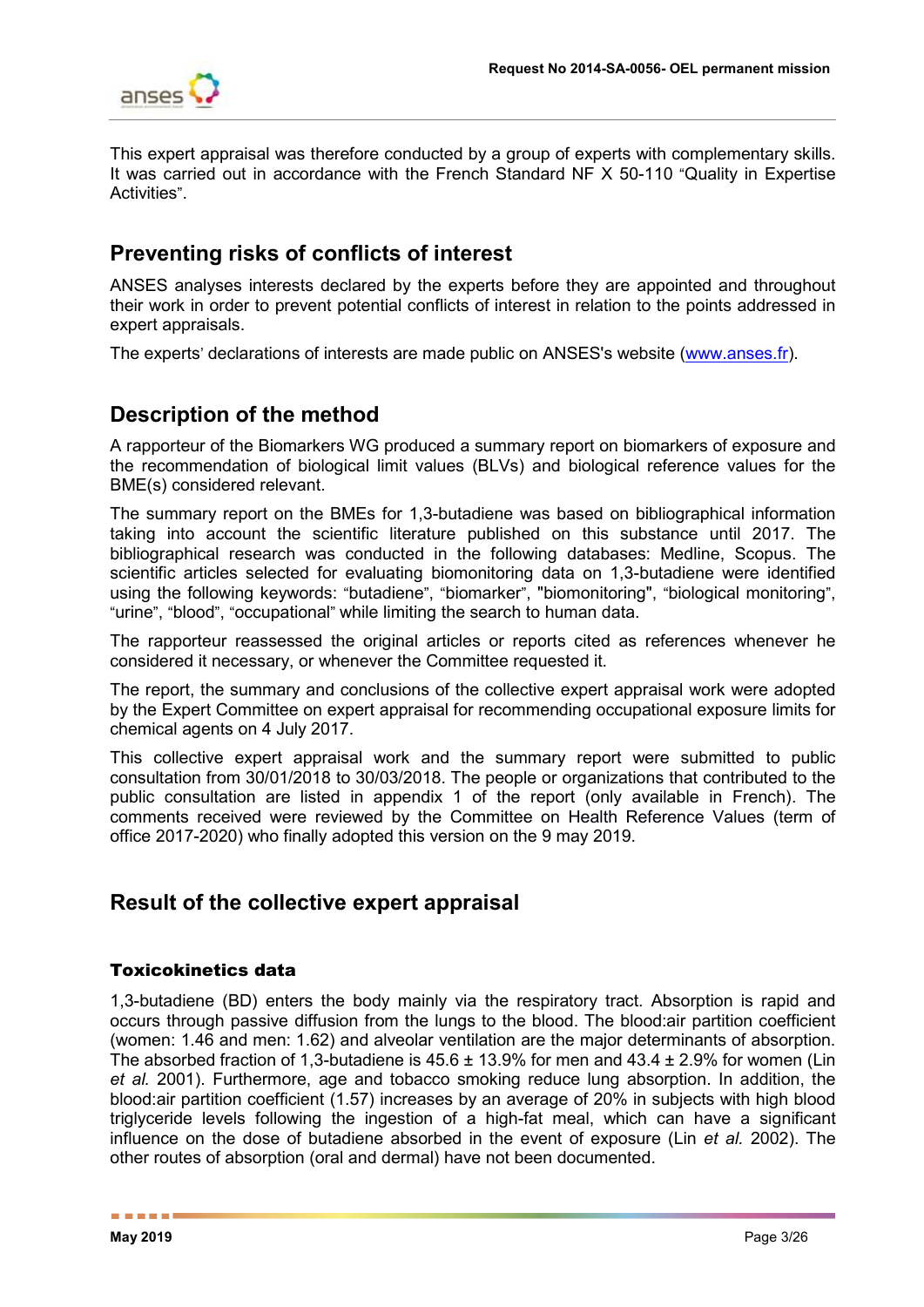This expert appraisal was therefore conducted by a group of experts with complementary skills. It was carried out in accordance with the French Standard NF X 50-110 "Quality in Expertise Activities".

## Preventing risks of conflicts of interest

ANSES analyses interests declared by the experts before they are appointed and throughout their work in order to prevent potential conflicts of interest in relation to the points addressed in expert appraisals.

The experts' declarations of interests are made public on ANSES's website (www.anses.fr).

## Description of the method

A rapporteur of the Biomarkers WG produced a summary report on biomarkers of exposure and the recommendation of biological limit values (BLVs) and biological reference values for the BME(s) considered relevant.

The summary report on the BMEs for 1,3-butadiene was based on bibliographical information taking into account the scientific literature published on this substance until 2017. The bibliographical research was conducted in the following databases: Medline, Scopus. The scientific articles selected for evaluating biomonitoring data on 1,3-butadiene were identified using the following keywords: "butadiene", "biomarker", "biomonitoring", "biological monitoring", "urine", "blood", "occupational" while limiting the search to human data.

The rapporteur reassessed the original articles or reports cited as references whenever he considered it necessary, or whenever the Committee requested it.

The report, the summary and conclusions of the collective expert appraisal work were adopted by the Expert Committee on expert appraisal for recommending occupational exposure limits for chemical agents on 4 July 2017.

This collective expert appraisal work and the summary report were submitted to public consultation from 30/01/2018 to 30/03/2018. The people or organizations that contributed to the public consultation are listed in appendix 1 of the report (only available in French). The comments received were reviewed by the Committee on Health Reference Values (term of office 2017-2020) who finally adopted this version on the 9 may 2019.

## Result of the collective expert appraisal

### Toxicokinetics data

1,3-butadiene (BD) enters the body mainly via the respiratory tract. Absorption is rapid and occurs through passive diffusion from the lungs to the blood. The blood:air partition coefficient (women: 1.46 and men: 1.62) and alveolar ventilation are the major determinants of absorption. The absorbed fraction of 1,3-butadiene is 45.6 ± 13.9% for men and 43.4 ± 2.9% for women (Lin *et al.* 2001). Furthermore, age and tobacco smoking reduce lung absorption. In addition, the blood:air partition coefficient (1.57) increases by an average of 20% in subjects with high blood triglyceride levels following the ingestion of a high-fat meal, which can have a significant influence on the dose of butadiene absorbed in the event of exposure (Lin *et al.* 2002). The other routes of absorption (oral and dermal) have not been documented.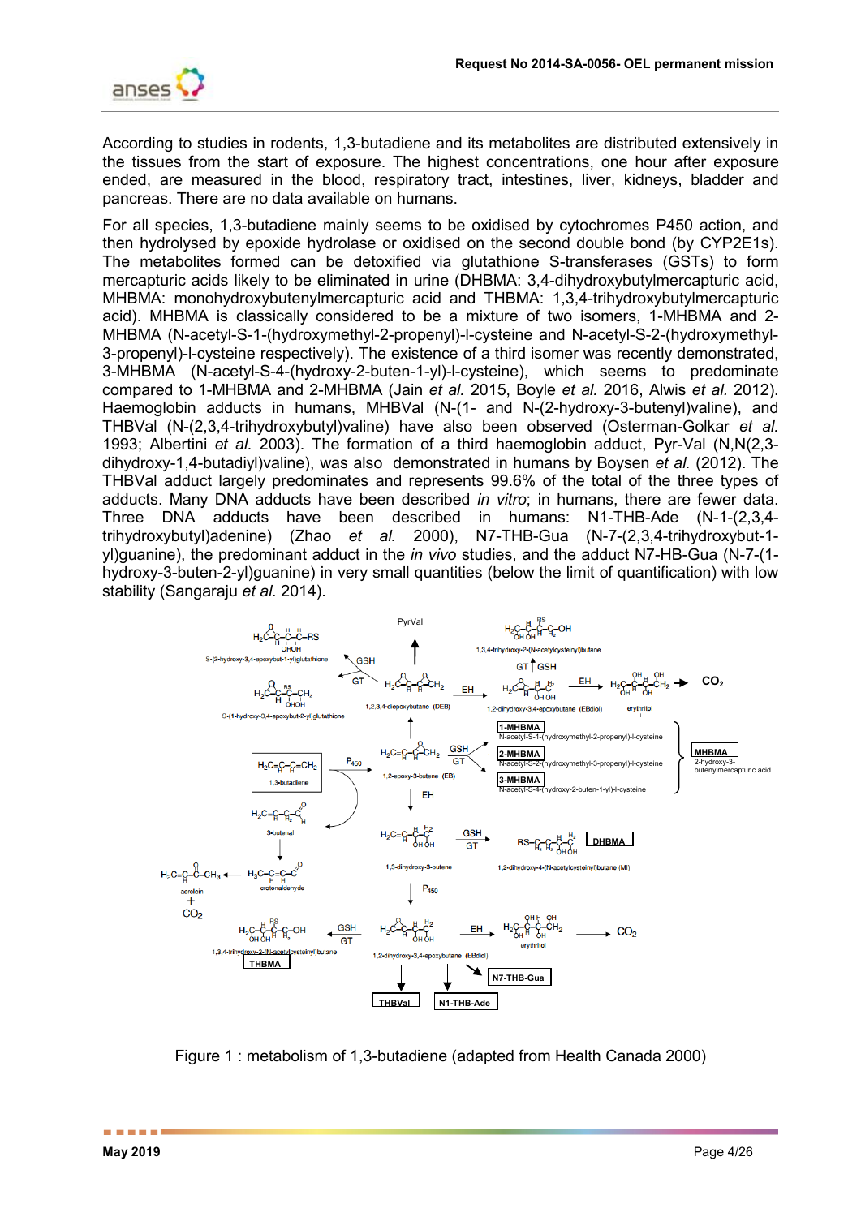According to studies in rodents, 1,3-butadiene and its metabolites are distributed extensively in the tissues from the start of exposure. The highest concentrations, one hour after exposure ended, are measured in the blood, respiratory tract, intestines, liver, kidneys, bladder and pancreas. There are no data available on humans.

For all species, 1,3-butadiene mainly seems to be oxidised by cytochromes P450 action, and then hydrolysed by epoxide hydrolase or oxidised on the second double bond (by CYP2E1s). The metabolites formed can be detoxified via glutathione S-transferases (GSTs) to form mercapturic acids likely to be eliminated in urine (DHBMA: 3,4-dihydroxybutylmercapturic acid, MHBMA: monohydroxybutenylmercapturic acid and THBMA: 1,3,4-trihydroxybutylmercapturic acid). MHBMA is classically considered to be a mixture of two isomers, 1-MHBMA and 2-MHBMA (N-acetyl-S-1-(hydroxymethyl-2-propenyl)-l-cysteine and N-acetyl-S-2-(hydroxymethyl-3-propenyl)-l-cysteine respectively). The existence of a third isomer was recently demonstrated, 3-MHBMA (N-acetyl-S-4-(hydroxy-2-buten-1-yl)-l-cysteine), which seems to predominate compared to 1-MHBMA and 2-MHBMA (Jain *et al.* 2015, Boyle *et al.* 2016, Alwis *et al.* 2012). Haemoglobin adducts in humans, MHBVal (N-(1- and N-(2-hydroxy-3-butenyl)valine), and THBVal (N-(2,3,4-trihydroxybutyl)valine) have also been observed (Osterman-Golkar *et al.* 1993; Albertini *et al.* 2003). The formation of a third haemoglobin adduct, Pyr-Val (N,N(2,3-dihydroxy-1,4-butadiyl)valine), was also demonstrated in humans by Boysen *et al.* (2012). The THBVal adduct largely predominates and represents 99.6% of the total of the three types of adducts. Many DNA adducts have been described *in vitro*; in humans, there are fewer data. Three DNA adducts have been described in humans: N1-THB-Ade (N-1-(2,3,4-trihydroxybutyl)adenine) (Zhao *et al.* 2000), N7-THB-Gua (N-7-(2,3,4-trihydroxybut-1-yl)guanine), the predominant adduct in the *in vivo* studies, and the adduct N7-HB-Gua (N-7-(1-hydroxy-3-buten-2-yl)guanine) in very small quantities (below the limit of quantification) with low stability (Sangaraju *et al.* 2014).

Figure 1 : metabolism of 1,3-butadiene (adapted from Health Canada 2000)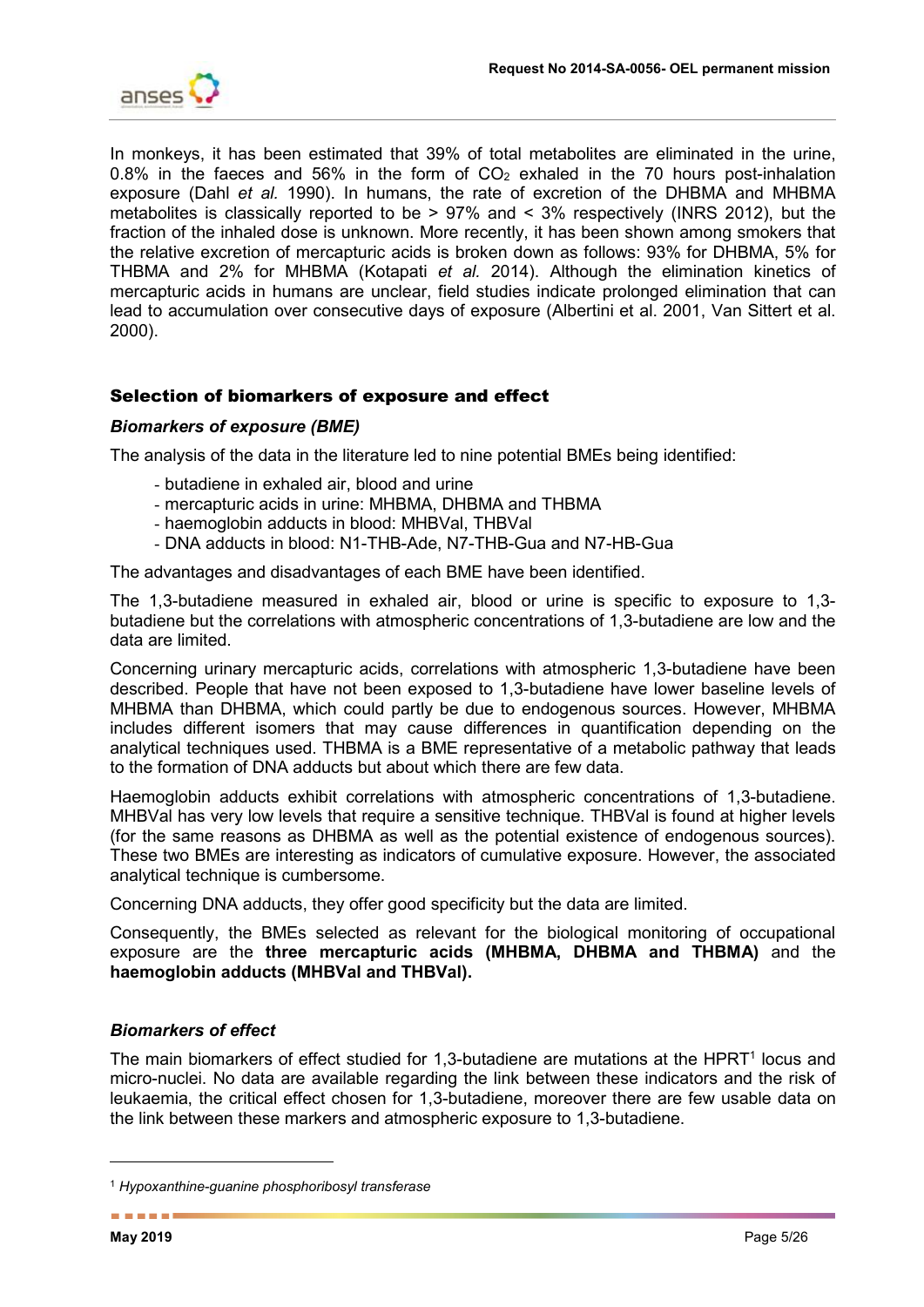In monkeys, it has been estimated that 39% of total metabolites are eliminated in the urine, 0.8% in the faeces and 56% in the form of $CO_2$ exhaled in the 70 hours post-inhalation exposure (Dahl *et al.* 1990). In humans, the rate of excretion of the DHBMA and MHBMA metabolites is classically reported to be > 97% and < 3% respectively (INRS 2012), but the fraction of the inhaled dose is unknown. More recently, it has been shown among smokers that the relative excretion of mercapturic acids is broken down as follows: 93% for DHBMA, 5% for THBMA and 2% for MHBMA (Kotapati *et al.* 2014). Although the elimination kinetics of mercapturic acids in humans are unclear, field studies indicate prolonged elimination that can lead to accumulation over consecutive days of exposure (Albertini et al. 2001, Van Sittert et al. 2000).

## Selection of biomarkers of exposure and effect

### *Biomarkers of exposure (BME)*

The analysis of the data in the literature led to nine potential BMEs being identified:

- butadiene in exhaled air, blood and urine
- mercapturic acids in urine: MHBMA, DHBMA and THBMA
- haemoglobin adducts in blood: MHBVal, THBVal
- DNA adducts in blood: N1-THB-Ade, N7-THB-Gua and N7-HB-Gua

The advantages and disadvantages of each BME have been identified.

The 1,3-butadiene measured in exhaled air, blood or urine is specific to exposure to 1,3-butadiene but the correlations with atmospheric concentrations of 1,3-butadiene are low and the data are limited.

Concerning urinary mercapturic acids, correlations with atmospheric 1,3-butadiene have been described. People that have not been exposed to 1,3-butadiene have lower baseline levels of MHBMA than DHBMA, which could partly be due to endogenous sources. However, MHBMA includes different isomers that may cause differences in quantification depending on the analytical techniques used. THBMA is a BME representative of a metabolic pathway that leads to the formation of DNA adducts but about which there are few data.

Haemoglobin adducts exhibit correlations with atmospheric concentrations of 1,3-butadiene. MHBVal has very low levels that require a sensitive technique. THBVal is found at higher levels (for the same reasons as DHBMA as well as the potential existence of endogenous sources). These two BMEs are interesting as indicators of cumulative exposure. However, the associated analytical technique is cumbersome.

Concerning DNA adducts, they offer good specificity but the data are limited.

Consequently, the BMEs selected as relevant for the biological monitoring of occupational exposure are the **three mercapturic acids (MHBMA, DHBMA and THBMA)** and the **haemoglobin adducts (MHBVal and THBVal).**

### *Biomarkers of effect*

The main biomarkers of effect studied for 1,3-butadiene are mutations at the HPRT[1] locus and micro-nuclei. No data are available regarding the link between these indicators and the risk of leukaemia, the critical effect chosen for 1,3-butadiene, moreover there are few usable data on the link between these markers and atmospheric exposure to 1,3-butadiene.

[1] *Hypoxanthine-guanine phosphoribosyl transferase*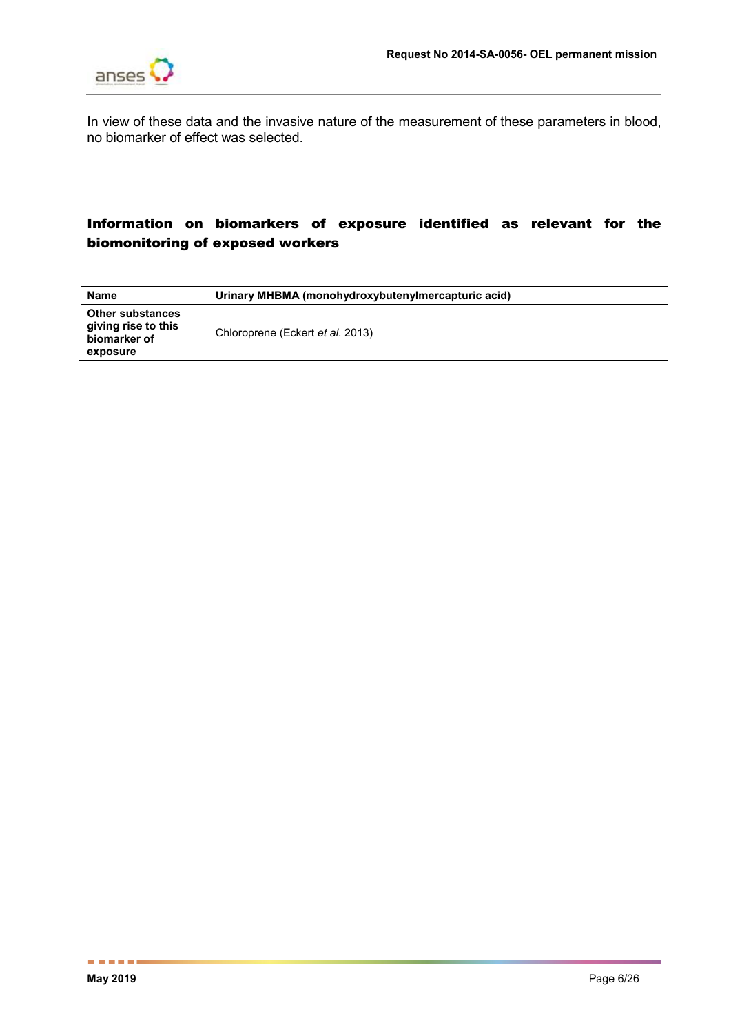In view of these data and the invasive nature of the measurement of these parameters in blood, no biomarker of effect was selected.

## Information on biomarkers of exposure identified as relevant for the biomonitoring of exposed workers

| **Name** | **Urinary MHBMA (monohydroxybutenylmercapturic acid)** |
|---|---|
| **Other substances giving rise to this biomarker of exposure** | Chloroprene (Eckert *et al.* 2013) |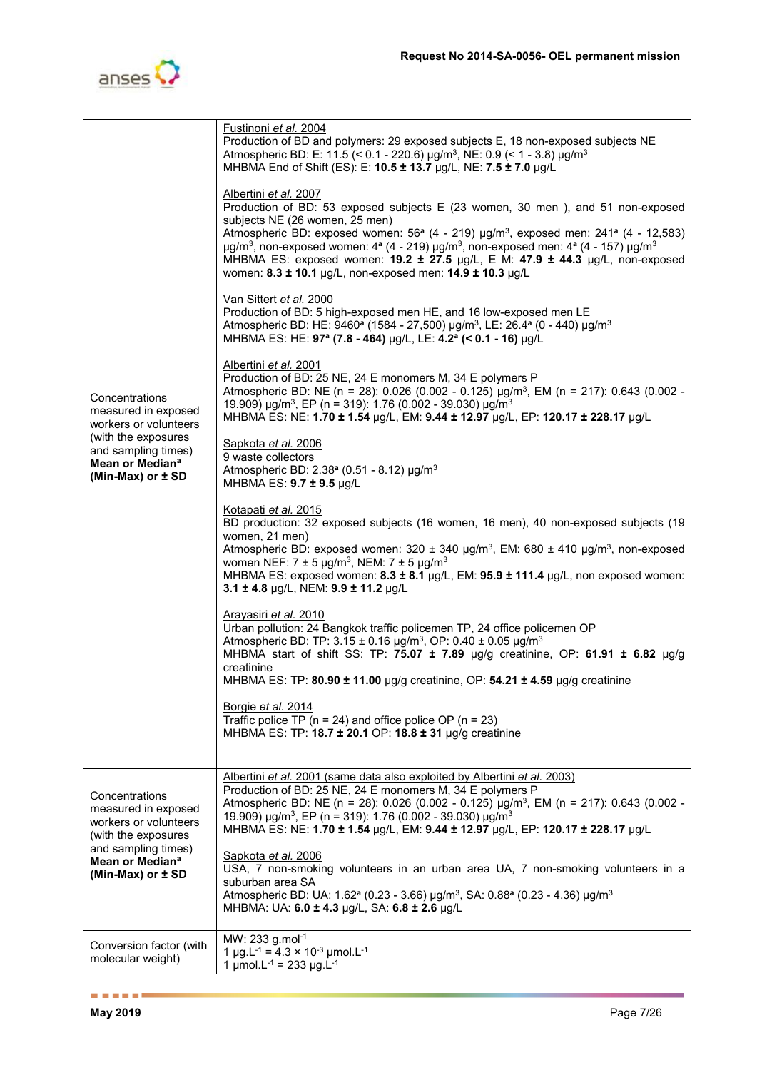| | |
|---|---|
| Concentrations measured in exposed workers or volunteers (with the exposures and sampling times) **Mean or Median[a] (Min-Max) or ± SD** | Fustinoni *et al.* 2004<br>Production of BD and polymers: 29 exposed subjects E, 18 non-exposed subjects NE<br>Atmospheric BD: E: 11.5 (< 0.1 - 220.6) µg/m$^3$, NE: 0.9 (< 1 - 3.8) µg/m$^3$<br>MHBMA End of Shift (ES): E: **10.5 ± 13.7** µg/L, NE: **7.5 ± 7.0** µg/L<br><br>Albertini *et al.* 2007<br>Production of BD: 53 exposed subjects E (23 women, 30 men ), and 51 non-exposed subjects NE (26 women, 25 men)<br>Atmospheric BD: exposed women: 56[a] (4 - 219) µg/m$^3$, exposed men: 241[a] (4 - 12,583) µg/m$^3$, non-exposed women: 4[a] (4 - 219) µg/m$^3$, non-exposed men: 4[a] (4 - 157) µg/m$^3$<br>MHBMA ES: exposed women: **19.2 ± 27.5** µg/L, E M: **47.9 ± 44.3** µg/L, non-exposed women: **8.3 ± 10.1** µg/L, non-exposed men: **14.9 ± 10.3** µg/L<br><br>Van Sittert *et al.* 2000<br>Production of BD: 5 high-exposed men HE, and 16 low-exposed men LE<br>Atmospheric BD: HE: 9460[a] (1584 - 27,500) µg/m$^3$, LE: 26.4[a] (0 - 440) µg/m$^3$<br>MHBMA ES: HE: **97[a] (7.8 - 464)** µg/L, LE: **4.2[a] (< 0.1 - 16)** µg/L<br><br>Albertini *et al.* 2001<br>Production of BD: 25 NE, 24 E monomers M, 34 E polymers P<br>Atmospheric BD: NE (n = 28): 0.026 (0.002 - 0.125) µg/m$^3$, EM (n = 217): 0.643 (0.002 - 19.909) µg/m$^3$, EP (n = 319): 1.76 (0.002 - 39.030) µg/m$^3$<br>MHBMA ES: NE: **1.70 ± 1.54** µg/L, EM: **9.44 ± 12.97** µg/L, EP: **120.17 ± 228.17** µg/L<br><br>Sapkota *et al.* 2006<br>9 waste collectors<br>Atmospheric BD: 2.38[a] (0.51 - 8.12) µg/m$^3$<br>MHBMA ES: **9.7 ± 9.5** µg/L<br><br>Kotapati *et al.* 2015<br>BD production: 32 exposed subjects (16 women, 16 men), 40 non-exposed subjects (19 women, 21 men)<br>Atmospheric BD: exposed women: 320 ± 340 µg/m$^3$, EM: 680 ± 410 µg/m$^3$, non-exposed women NEF: 7 ± 5 µg/m$^3$, NEM: 7 ± 5 µg/m$^3$<br>MHBMA ES: exposed women: **8.3 ± 8.1** µg/L, EM: **95.9 ± 111.4** µg/L, non exposed women: **3.1 ± 4.8** µg/L, NEM: **9.9 ± 11.2** µg/L<br><br>Arayasiri *et al.* 2010<br>Urban pollution: 24 Bangkok traffic policemen TP, 24 office policemen OP<br>Atmospheric BD: TP: 3.15 ± 0.16 µg/m$^3$, OP: 0.40 ± 0.05 µg/m$^3$<br>MHBMA start of shift SS: TP: **75.07 ± 7.89** µg/g creatinine, OP: **61.91 ± 6.82** µg/g creatinine<br>MHBMA ES: TP: **80.90 ± 11.00** µg/g creatinine, OP: **54.21 ± 4.59** µg/g creatinine<br><br>Borgie *et al.* 2014<br>Traffic police TP (n = 24) and office police OP (n = 23)<br>MHBMA ES: TP: **18.7 ± 20.1** OP: **18.8 ± 31** µg/g creatinine |
| Concentrations measured in exposed workers or volunteers (with the exposures and sampling times) **Mean or Median[a] (Min-Max) or ± SD** | Albertini *et al.* 2001 (same data also exploited by Albertini *et al.* 2003)<br>Production of BD: 25 NE, 24 E monomers M, 34 E polymers P<br>Atmospheric BD: NE (n = 28): 0.026 (0.002 - 0.125) µg/m$^3$, EM (n = 217): 0.643 (0.002 - 19.909) µg/m$^3$, EP (n = 319): 1.76 (0.002 - 39.030) µg/m$^3$<br>MHBMA ES: NE: **1.70 ± 1.54** µg/L, EM: **9.44 ± 12.97** µg/L, EP: **120.17 ± 228.17** µg/L<br><br>Sapkota *et al.* 2006<br>USA, 7 non-smoking volunteers in an urban area UA, 7 non-smoking volunteers in a suburban area SA<br>Atmospheric BD: UA: 1.62[a] (0.23 - 3.66) µg/m$^3$, SA: 0.88[a] (0.23 - 4.36) µg/m$^3$<br>MHBMA: UA: **6.0 ± 4.3** µg/L, SA: **6.8 ± 2.6** µg/L |
| Conversion factor (with molecular weight) | MW: 233 g.mol$^{-1}$<br>1 µg.L$^{-1}$ = 4.3 × 10$^{-3}$ µmol.L$^{-1}$<br>1 µmol.L$^{-1}$ = 233 µg.L$^{-1}$ |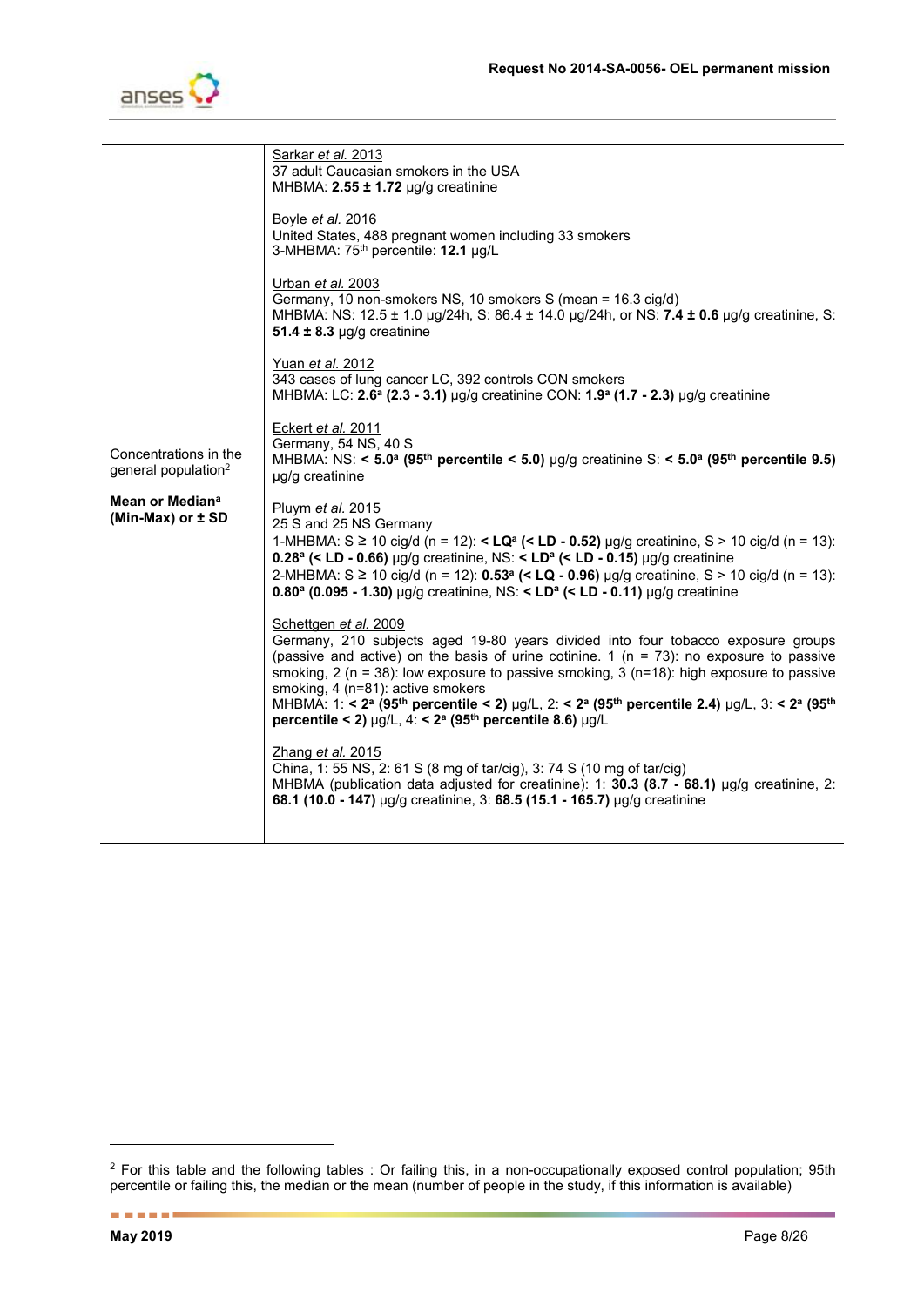| | |
|---|---|
| Concentrations in the general population[2]<br><br>**Mean or Median[a] (Min-Max) or ± SD** | Sarkar *et al.* 2013<br>37 adult Caucasian smokers in the USA<br>MHBMA: **2.55 ± 1.72** µg/g creatinine<br><br>Boyle *et al.* 2016<br>United States, 488 pregnant women including 33 smokers<br>3-MHBMA: 75th percentile: **12.1** µg/L<br><br>Urban *et al.* 2003<br>Germany, 10 non-smokers NS, 10 smokers S (mean = 16.3 cig/d)<br>MHBMA: NS: 12.5 ± 1.0 µg/24h, S: 86.4 ± 14.0 µg/24h, or NS: **7.4 ± 0.6** µg/g creatinine, S: **51.4 ± 8.3** µg/g creatinine<br><br>Yuan *et al.* 2012<br>343 cases of lung cancer LC, 392 controls CON smokers<br>MHBMA: LC: **2.6[a] (2.3 - 3.1)** µg/g creatinine CON: **1.9[a] (1.7 - 2.3)** µg/g creatinine<br><br>Eckert *et al.* 2011<br>Germany, 54 NS, 40 S<br>MHBMA: NS: **< 5.0[a] (95th percentile < 5.0)** µg/g creatinine S: **< 5.0[a] (95th percentile 9.5)** µg/g creatinine<br><br>Pluym *et al.* 2015<br>25 S and 25 NS Germany<br>1-MHBMA: S ≥ 10 cig/d (n = 12): **< LQ[a] (< LD - 0.52)** µg/g creatinine, S > 10 cig/d (n = 13): **0.28[a] (< LD - 0.66)** µg/g creatinine, NS: **< LD[a] (< LD - 0.15)** µg/g creatinine<br>2-MHBMA: S ≥ 10 cig/d (n = 12): **0.53[a] (< LQ - 0.96)** µg/g creatinine, S > 10 cig/d (n = 13): **0.80[a] (0.095 - 1.30)** µg/g creatinine, NS: **< LD[a] (< LD - 0.11)** µg/g creatinine<br><br>Schettgen *et al.* 2009<br>Germany, 210 subjects aged 19-80 years divided into four tobacco exposure groups (passive and active) on the basis of urine cotinine. 1 (n = 73): no exposure to passive smoking, 2 (n = 38): low exposure to passive smoking, 3 (n=18): high exposure to passive smoking, 4 (n=81): active smokers<br>MHBMA: 1: **< 2[a] (95th percentile < 2)** µg/L, 2: **< 2[a] (95th percentile 2.4)** µg/L, 3: **< 2[a] (95th percentile < 2)** µg/L, 4: **< 2[a] (95th percentile 8.6)** µg/L<br><br>Zhang *et al.* 2015<br>China, 1: 55 NS, 2: 61 S (8 mg of tar/cig), 3: 74 S (10 mg of tar/cig)<br>MHBMA (publication data adjusted for creatinine): 1: **30.3 (8.7 - 68.1)** µg/g creatinine, 2: **68.1 (10.0 - 147)** µg/g creatinine, 3: **68.5 (15.1 - 165.7)** µg/g creatinine |

[2] For this table and the following tables : Or failing this, in a non-occupationally exposed control population; 95th percentile or failing this, the median or the mean (number of people in the study, if this information is available)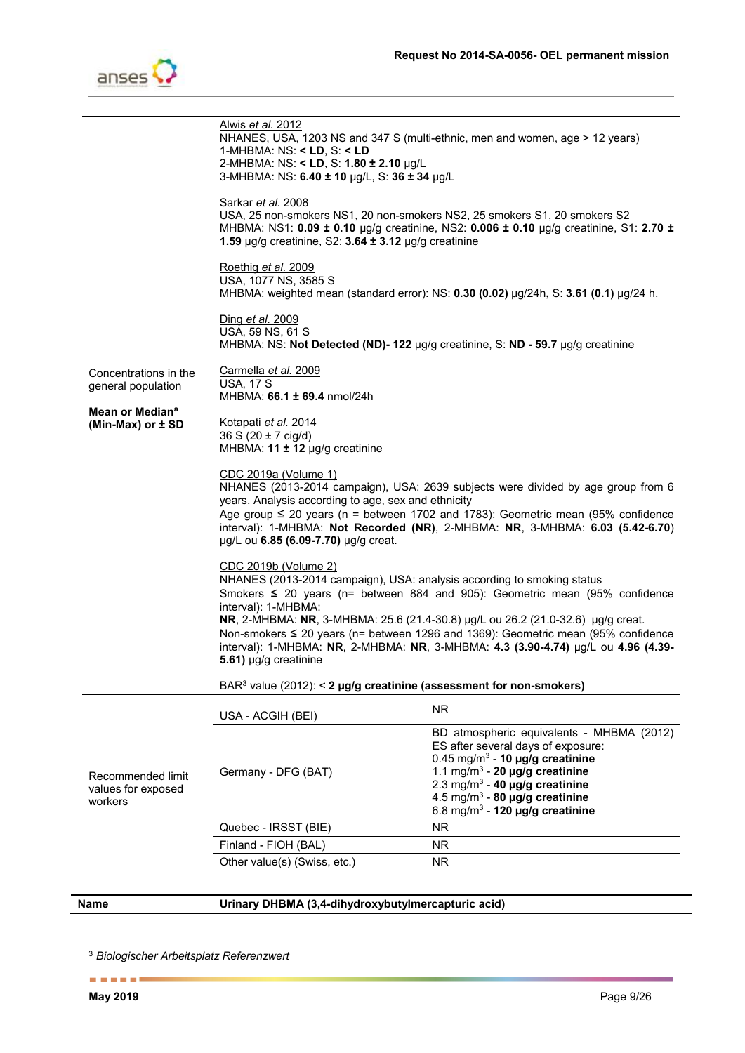| | | |
|---|---|---|
| Concentrations in the general population<br><br>**Mean or Median[a] (Min-Max) or ± SD** | Alwis *et al.* 2012<br>NHANES, USA, 1203 NS and 347 S (multi-ethnic, men and women, age > 12 years)<br>1-MHBMA: NS: **< LD**, S: **< LD**<br>2-MHBMA: NS: **< LD**, S: **1.80 ± 2.10** µg/L<br>3-MHBMA: NS: **6.40 ± 10** µg/L, S: **36 ± 34** µg/L<br><br>Sarkar *et al.* 2008<br>USA, 25 non-smokers NS1, 20 non-smokers NS2, 25 smokers S1, 20 smokers S2<br>MHBMA: NS1: **0.09 ± 0.10** µg/g creatinine, NS2: **0.006 ± 0.10** µg/g creatinine, S1: **2.70 ± 1.59** µg/g creatinine, S2: **3.64 ± 3.12** µg/g creatinine<br><br>Roethig *et al.* 2009<br>USA, 1077 NS, 3585 S<br>MHBMA: weighted mean (standard error): NS: **0.30 (0.02)** µg/24h**,** S: **3.61 (0.1)** µg/24 h.<br><br>Ding *et al.* 2009<br>USA, 59 NS, 61 S<br>MHBMA: NS: **Not Detected (ND)- 122** µg/g creatinine, S: **ND - 59.7** µg/g creatinine<br><br>Carmella *et al.* 2009<br>USA, 17 S<br>MHBMA: **66.1 ± 69.4** nmol/24h<br><br>Kotapati *et al.* 2014<br>36 S (20 ± 7 cig/d)<br>MHBMA: **11 ± 12** µg/g creatinine<br><br>CDC 2019a (Volume 1)<br>NHANES (2013-2014 campaign), USA: 2639 subjects were divided by age group from 6 years. Analysis according to age, sex and ethnicity<br>Age group ≤ 20 years (n = between 1702 and 1783): Geometric mean (95% confidence interval): 1-MHBMA: **Not Recorded (NR)**, 2-MHBMA: **NR**, 3-MHBMA: **6.03 (5.42-6.70)** µg/L ou **6.85 (6.09-7.70)** µg/g creat.<br><br>CDC 2019b (Volume 2)<br>NHANES (2013-2014 campaign), USA: analysis according to smoking status<br>Smokers ≤ 20 years (n= between 884 and 905): Geometric mean (95% confidence interval): 1-MHBMA: **NR**, 2-MHBMA: **NR**, 3-MHBMA: 25.6 (21.4-30.8) µg/L ou 26.2 (21.0-32.6) µg/g creat.<br>Non-smokers ≤ 20 years (n= between 1296 and 1369): Geometric mean (95% confidence interval): 1-MHBMA: **NR**, 2-MHBMA: **NR**, 3-MHBMA: **4.3 (3.90-4.74)** µg/L ou **4.96 (4.39-5.61)** µg/g creatinine<br><br>BAR[3] value (2012): < **2 µg/g creatinine (assessment for non-smokers)** | |
| Recommended limit values for exposed workers | USA - ACGIH (BEI) | NR |
| | Germany - DFG (BAT) | BD atmospheric equivalents - MHBMA (2012)<br>ES after several days of exposure:<br>0.45 mg/m³ - **10 µg/g creatinine**<br>1.1 mg/m³ - **20 µg/g creatinine**<br>2.3 mg/m³ - **40 µg/g creatinine**<br>4.5 mg/m³ - **80 µg/g creatinine**<br>6.8 mg/m³ - **120 µg/g creatinine** |
| | Quebec - IRSST (BIE) | NR |
| | Finland - FIOH (BAL) | NR |
| | Other value(s) (Swiss, etc.) | NR |

| **Name** | **Urinary DHBMA (3,4-dihydroxybutylmercapturic acid)** |
|---|---|

[3] *Biologischer Arbeitsplatz Referenzwert*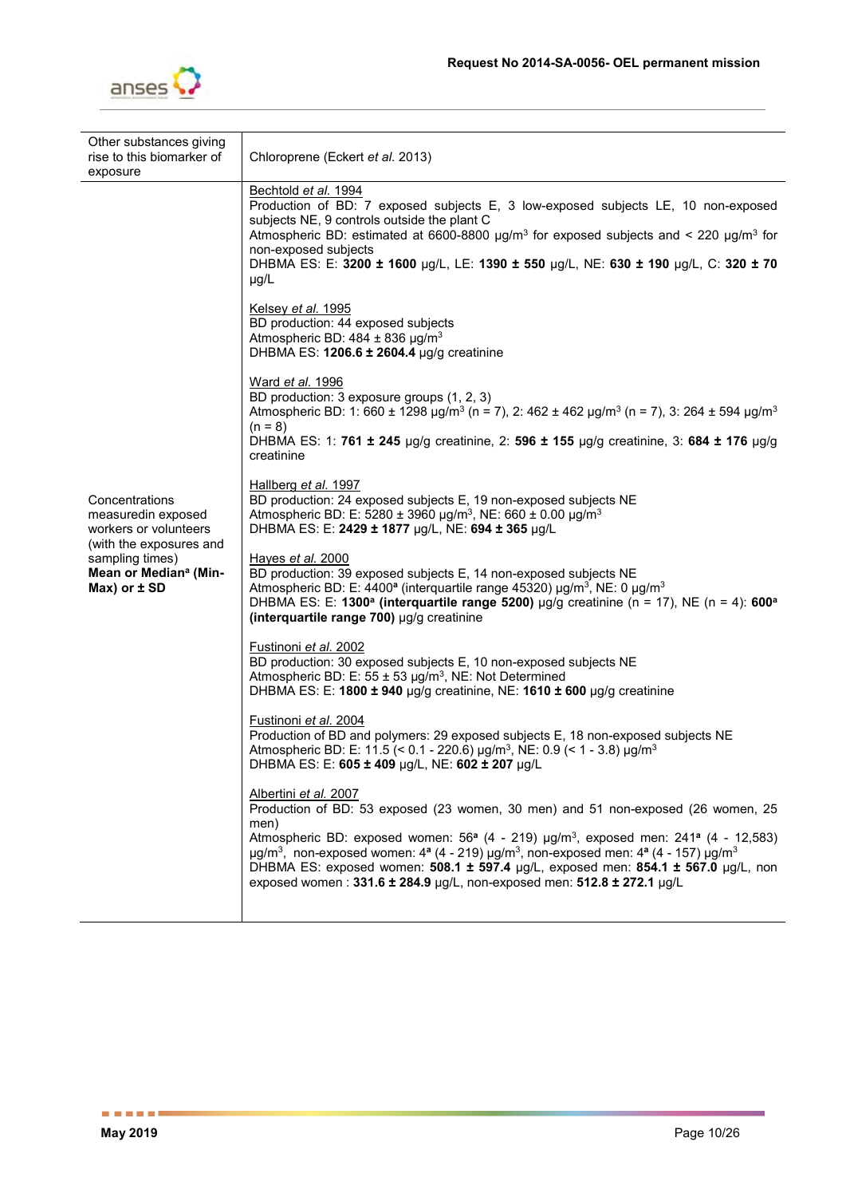| | |
|---|---|
| Other substances giving rise to this biomarker of exposure | Chloroprene (Eckert *et al.* 2013) |
| Concentrations measuredin exposed workers or volunteers (with the exposures and sampling times) **Mean or Median[a] (Min-Max) or ± SD** | Bechtold *et al.* 1994<br>Production of BD: 7 exposed subjects E, 3 low-exposed subjects LE, 10 non-exposed subjects NE, 9 controls outside the plant C<br>Atmospheric BD: estimated at 6600-8800 µg/m³ for exposed subjects and < 220 µg/m³ for non-exposed subjects<br>DHBMA ES: E: **3200 ± 1600** µg/L, LE: **1390 ± 550** µg/L, NE: **630 ± 190** µg/L, C: **320 ± 70** µg/L<br><br>Kelsey *et al.* 1995<br>BD production: 44 exposed subjects<br>Atmospheric BD: 484 ± 836 µg/m³<br>DHBMA ES: **1206.6 ± 2604.4** µg/g creatinine<br><br>Ward *et al.* 1996<br>BD production: 3 exposure groups (1, 2, 3)<br>Atmospheric BD: 1: 660 ± 1298 µg/m³ (n = 7), 2: 462 ± 462 µg/m³ (n = 7), 3: 264 ± 594 µg/m³ (n = 8)<br>DHBMA ES: 1: **761 ± 245** µg/g creatinine, 2: **596 ± 155** µg/g creatinine, 3: **684 ± 176** µg/g creatinine<br><br>Hallberg *et al.* 1997<br>BD production: 24 exposed subjects E, 19 non-exposed subjects NE<br>Atmospheric BD: E: 5280 ± 3960 µg/m³, NE: 660 ± 0.00 µg/m³<br>DHBMA ES: E: **2429 ± 1877** µg/L, NE: **694 ± 365** µg/L<br><br>Hayes *et al.* 2000<br>BD production: 39 exposed subjects E, 14 non-exposed subjects NE<br>Atmospheric BD: E: 4400[a] (interquartile range 45320) µg/m³, NE: 0 µg/m³<br>DHBMA ES: E: **1300[a] (interquartile range 5200)** µg/g creatinine (n = 17), NE (n = 4): **600[a] (interquartile range 700)** µg/g creatinine<br><br>Fustinoni *et al.* 2002<br>BD production: 30 exposed subjects E, 10 non-exposed subjects NE<br>Atmospheric BD: E: 55 ± 53 µg/m³, NE: Not Determined<br>DHBMA ES: E: **1800 ± 940** µg/g creatinine, NE: **1610 ± 600** µg/g creatinine<br><br>Fustinoni *et al.* 2004<br>Production of BD and polymers: 29 exposed subjects E, 18 non-exposed subjects NE<br>Atmospheric BD: E: 11.5 (< 0.1 - 220.6) µg/m³, NE: 0.9 (< 1 - 3.8) µg/m³<br>DHBMA ES: E: **605 ± 409** µg/L, NE: **602 ± 207** µg/L<br><br>Albertini *et al.* 2007<br>Production of BD: 53 exposed (23 women, 30 men) and 51 non-exposed (26 women, 25 men)<br>Atmospheric BD: exposed women: 56[a] (4 - 219) µg/m³, exposed men: 241[a] (4 - 12,583) µg/m³, non-exposed women: 4[a] (4 - 219) µg/m³, non-exposed men: 4[a] (4 - 157) µg/m³<br>DHBMA ES: exposed women: **508.1 ± 597.4** µg/L, exposed men: **854.1 ± 567.0** µg/L, non exposed women : **331.6 ± 284.9** µg/L, non-exposed men: **512.8 ± 272.1** µg/L |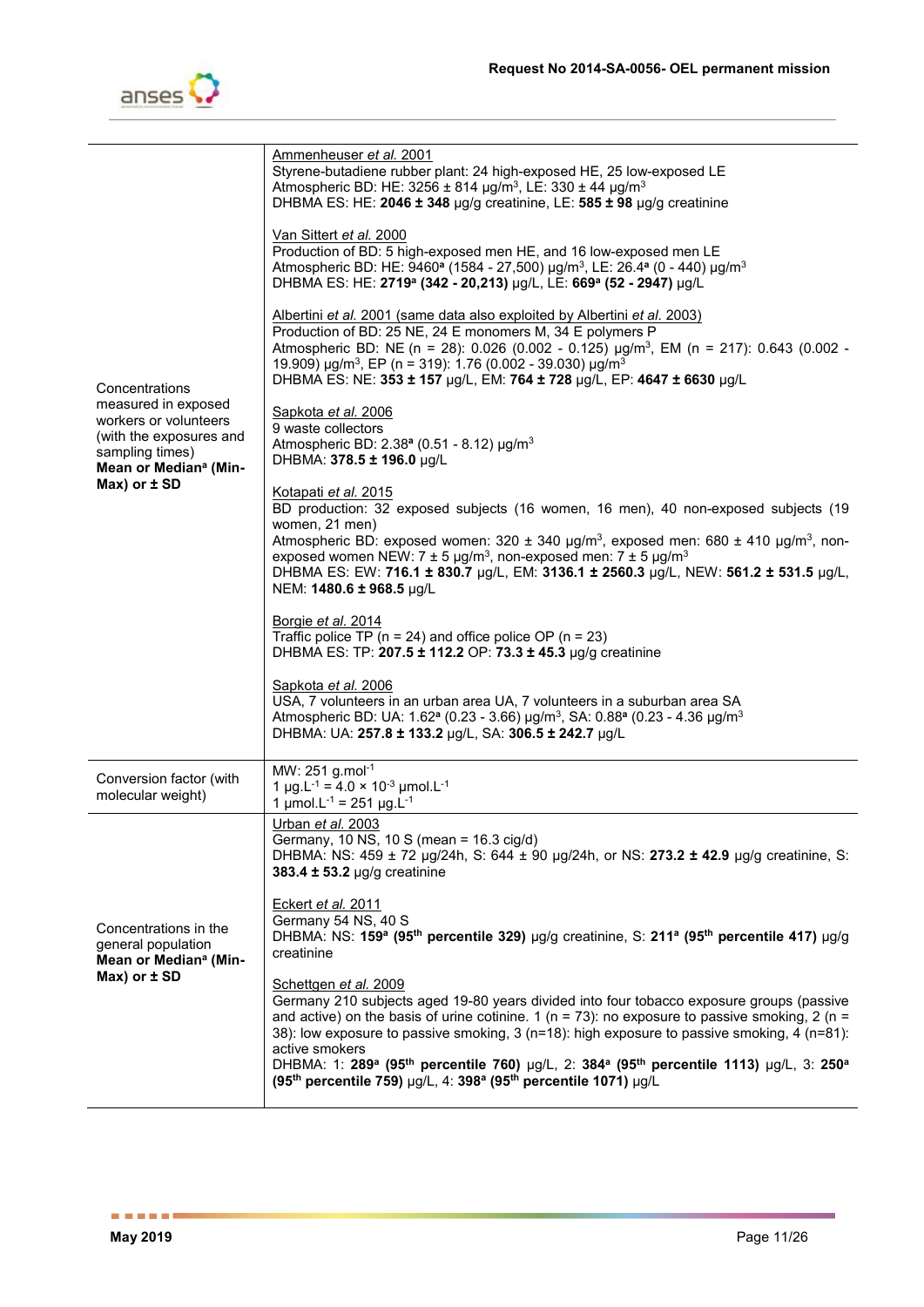| | |
|---|---|
| Concentrations measured in exposed workers or volunteers (with the exposures and sampling times) **Mean or Median[a] (Min-Max) or ± SD** | Ammenheuser *et al.* 2001<br>Styrene-butadiene rubber plant: 24 high-exposed HE, 25 low-exposed LE<br>Atmospheric BD: HE: 3256 ± 814 µg/m$^3$, LE: 330 ± 44 µg/m$^3$<br>DHBMA ES: HE: **2046 ± 348** µg/g creatinine, LE: **585 ± 98** µg/g creatinine<br><br>Van Sittert *et al.* 2000<br>Production of BD: 5 high-exposed men HE, and 16 low-exposed men LE<br>Atmospheric BD: HE: 9460[a] (1584 - 27,500) µg/m$^3$, LE: 26.4[a] (0 - 440) µg/m$^3$<br>DHBMA ES: HE: **2719[a] (342 - 20,213)** µg/L, LE: **669[a] (52 - 2947)** µg/L<br><br>Albertini *et al.* 2001 (same data also exploited by Albertini *et al.* 2003)<br>Production of BD: 25 NE, 24 E monomers M, 34 E polymers P<br>Atmospheric BD: NE (n = 28): 0.026 (0.002 - 0.125) µg/m$^3$, EM (n = 217): 0.643 (0.002 - 19.909) µg/m$^3$, EP (n = 319): 1.76 (0.002 - 39.030) µg/m$^3$<br>DHBMA ES: NE: **353 ± 157** µg/L, EM: **764 ± 728** µg/L, EP: **4647 ± 6630** µg/L<br><br>Sapkota *et al.* 2006<br>9 waste collectors<br>Atmospheric BD: 2.38[a] (0.51 - 8.12) µg/m$^3$<br>DHBMA: **378.5 ± 196.0** µg/L<br><br>Kotapati *et al.* 2015<br>BD production: 32 exposed subjects (16 women, 16 men), 40 non-exposed subjects (19 women, 21 men)<br>Atmospheric BD: exposed women: 320 ± 340 µg/m$^3$, exposed men: 680 ± 410 µg/m$^3$, non-exposed women NEW: 7 ± 5 µg/m$^3$, non-exposed men: 7 ± 5 µg/m$^3$<br>DHBMA ES: EW: **716.1 ± 830.7** µg/L, EM: **3136.1 ± 2560.3** µg/L, NEW: **561.2 ± 531.5** µg/L, NEM: **1480.6 ± 968.5** µg/L<br><br>Borgie *et al.* 2014<br>Traffic police TP (n = 24) and office police OP (n = 23)<br>DHBMA ES: TP: **207.5 ± 112.2** OP: **73.3 ± 45.3** µg/g creatinine<br><br>Sapkota *et al.* 2006<br>USA, 7 volunteers in an urban area UA, 7 volunteers in a suburban area SA<br>Atmospheric BD: UA: 1.62[a] (0.23 - 3.66) µg/m$^3$, SA: 0.88[a] (0.23 - 4.36 µg/m$^3$<br>DHBMA: UA: **257.8 ± 133.2** µg/L, SA: **306.5 ± 242.7** µg/L |
| Conversion factor (with molecular weight) | MW: 251 g.mol$^{-1}$<br>1 µg.L$^{-1}$ = 4.0 × 10$^{-3}$ µmol.L$^{-1}$<br>1 µmol.L$^{-1}$ = 251 µg.L$^{-1}$ |
| Concentrations in the general population **Mean or Median[a] (Min-Max) or ± SD** | Urban *et al.* 2003<br>Germany, 10 NS, 10 S (mean = 16.3 cig/d)<br>DHBMA: NS: 459 ± 72 µg/24h, S: 644 ± 90 µg/24h, or NS: **273.2 ± 42.9** µg/g creatinine, S: **383.4 ± 53.2** µg/g creatinine<br><br>Eckert *et al.* 2011<br>Germany 54 NS, 40 S<br>DHBMA: NS: **159[a] (95th percentile 329)** µg/g creatinine, S: **211[a] (95th percentile 417)** µg/g creatinine<br><br>Schettgen *et al.* 2009<br>Germany 210 subjects aged 19-80 years divided into four tobacco exposure groups (passive and active) on the basis of urine cotinine. 1 (n = 73): no exposure to passive smoking, 2 (n = 38): low exposure to passive smoking, 3 (n=18): high exposure to passive smoking, 4 (n=81): active smokers<br>DHBMA: 1: **289[a] (95th percentile 760)** µg/L, 2: **384[a] (95th percentile 1113)** µg/L, 3: **250[a] (95th percentile 759)** µg/L, 4: **398[a] (95th percentile 1071)** µg/L |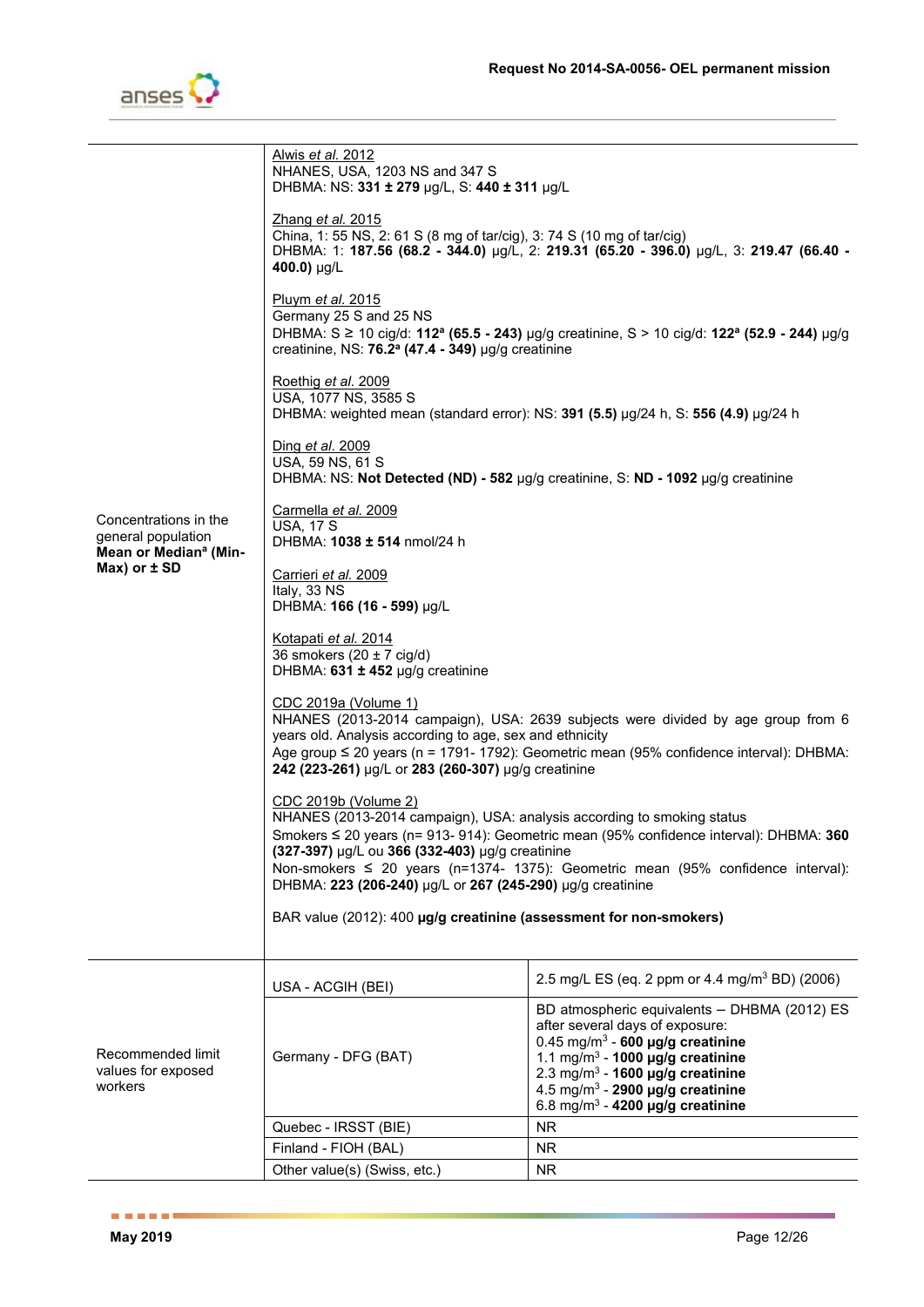| | | |
|---|---|---|
| Concentrations in the general population **Mean or Median[a] (Min-Max) or ± SD** | Alwis *et al.* 2012<br>NHANES, USA, 1203 NS and 347 S<br>DHBMA: NS: **331 ± 279** µg/L, S: **440 ± 311** µg/L<br><br>Zhang *et al.* 2015<br>China, 1: 55 NS, 2: 61 S (8 mg of tar/cig), 3: 74 S (10 mg of tar/cig)<br>DHBMA: 1: **187.56 (68.2 - 344.0)** µg/L, 2: **219.31 (65.20 - 396.0)** µg/L, 3: **219.47 (66.40 - 400.0)** µg/L<br><br>Pluym *et al.* 2015<br>Germany 25 S and 25 NS<br>DHBMA: S ≥ 10 cig/d: **112[a] (65.5 - 243)** µg/g creatinine, S > 10 cig/d: **122[a] (52.9 - 244)** µg/g creatinine, NS: **76.2[a] (47.4 - 349)** µg/g creatinine<br><br>Roethig *et al.* 2009<br>USA, 1077 NS, 3585 S<br>DHBMA: weighted mean (standard error): NS: **391 (5.5)** µg/24 h, S: **556 (4.9)** µg/24 h<br><br>Ding *et al.* 2009<br>USA, 59 NS, 61 S<br>DHBMA: NS: **Not Detected (ND) - 582** µg/g creatinine, S: **ND - 1092** µg/g creatinine<br><br>Carmella *et al.* 2009<br>USA, 17 S<br>DHBMA: **1038 ± 514** nmol/24 h<br><br>Carrieri *et al.* 2009<br>Italy, 33 NS<br>DHBMA: **166 (16 - 599)** µg/L<br><br>Kotapati *et al.* 2014<br>36 smokers (20 ± 7 cig/d)<br>DHBMA: **631 ± 452** µg/g creatinine<br><br>CDC 2019a (Volume 1)<br>NHANES (2013-2014 campaign), USA: 2639 subjects were divided by age group from 6 years old. Analysis according to age, sex and ethnicity<br>Age group ≤ 20 years (n = 1791- 1792): Geometric mean (95% confidence interval): DHBMA: **242 (223-261)** µg/L or **283 (260-307)** µg/g creatinine<br><br>CDC 2019b (Volume 2)<br>NHANES (2013-2014 campaign), USA: analysis according to smoking status<br>Smokers ≤ 20 years (n= 913- 914): Geometric mean (95% confidence interval): DHBMA: **360 (327-397)** µg/L ou **366 (332-403)** µg/g creatinine<br>Non-smokers ≤ 20 years (n=1374- 1375): Geometric mean (95% confidence interval): DHBMA: **223 (206-240)** µg/L or **267 (245-290)** µg/g creatinine<br><br>BAR value (2012): 400 **µg/g creatinine (assessment for non-smokers)** | |
| Recommended limit values for exposed workers | USA - ACGIH (BEI) | 2.5 mg/L ES (eq. 2 ppm or 4.4 mg/m$^3$ BD) (2006) |
| | Germany - DFG (BAT) | BD atmospheric equivalents – DHBMA (2012) ES after several days of exposure:<br>0.45 mg/m$^3$ - **600 µg/g creatinine**<br>1.1 mg/m$^3$ - **1000 µg/g creatinine**<br>2.3 mg/m$^3$ - **1600 µg/g creatinine**<br>4.5 mg/m$^3$ - **2900 µg/g creatinine**<br>6.8 mg/m$^3$ - **4200 µg/g creatinine** |
| | Quebec - IRSST (BIE) | NR |
| | Finland - FIOH (BAL) | NR |
| | Other value(s) (Swiss, etc.) | NR |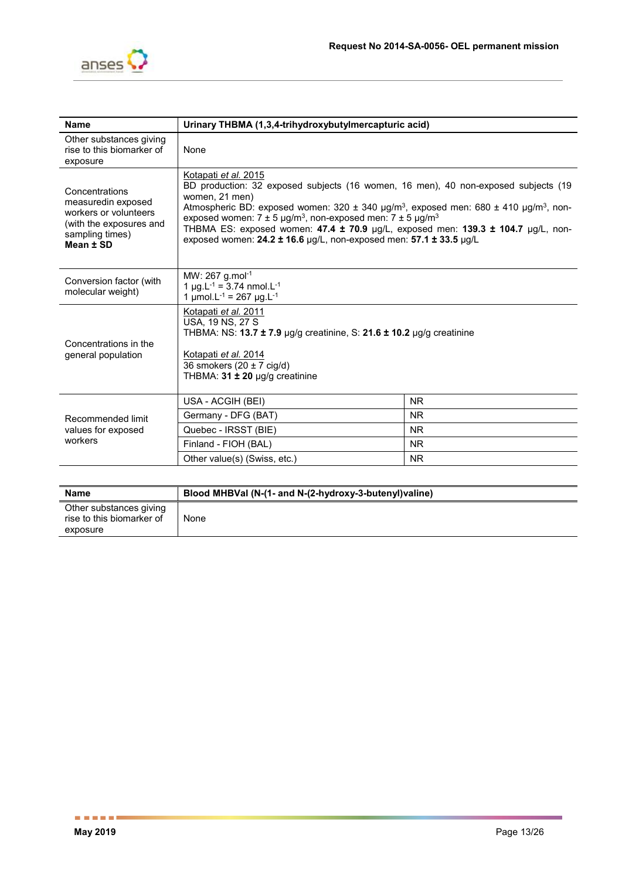| Name | Urinary THBMA (1,3,4-trihydroxybutylmercapturic acid) | |
|---|---|---|
| Other substances giving rise to this biomarker of exposure | None | |
| Concentrations measuredin exposed workers or volunteers (with the exposures and sampling times) **Mean ± SD** | Kotapati *et al.* 2015<br>BD production: 32 exposed subjects (16 women, 16 men), 40 non-exposed subjects (19 women, 21 men)<br>Atmospheric BD: exposed women: 320 ± 340 µg/m$^3$, exposed men: 680 ± 410 µg/m$^3$, non-exposed women: 7 ± 5 µg/m$^3$, non-exposed men: 7 ± 5 µg/m$^3$<br>THBMA ES: exposed women: **47.4 ± 70.9** µg/L, exposed men: **139.3 ± 104.7** µg/L, non-exposed women: **24.2 ± 16.6** µg/L, non-exposed men: **57.1 ± 33.5** µg/L | |
| Conversion factor (with molecular weight) | MW: 267 g.mol$^{-1}$<br>1 µg.L$^{-1}$ = 3.74 nmol.L$^{-1}$<br>1 µmol.L$^{-1}$ = 267 µg.L$^{-1}$ | |
| Concentrations in the general population | Kotapati *et al.* 2011<br>USA, 19 NS, 27 S<br>THBMA: NS: **13.7 ± 7.9** µg/g creatinine, S: **21.6 ± 10.2** µg/g creatinine<br><br>Kotapati *et al.* 2014<br>36 smokers (20 ± 7 cig/d)<br>THBMA: **31 ± 20** µg/g creatinine | |
| Recommended limit values for exposed workers | USA - ACGIH (BEI) | NR |
| | Germany - DFG (BAT) | NR |
| | Quebec - IRSST (BIE) | NR |
| | Finland - FIOH (BAL) | NR |
| | Other value(s) (Swiss, etc.) | NR |

| Name | Blood MHBVal (N-(1- and N-(2-hydroxy-3-butenyl)valine) |
|---|---|
| Other substances giving rise to this biomarker of exposure | None |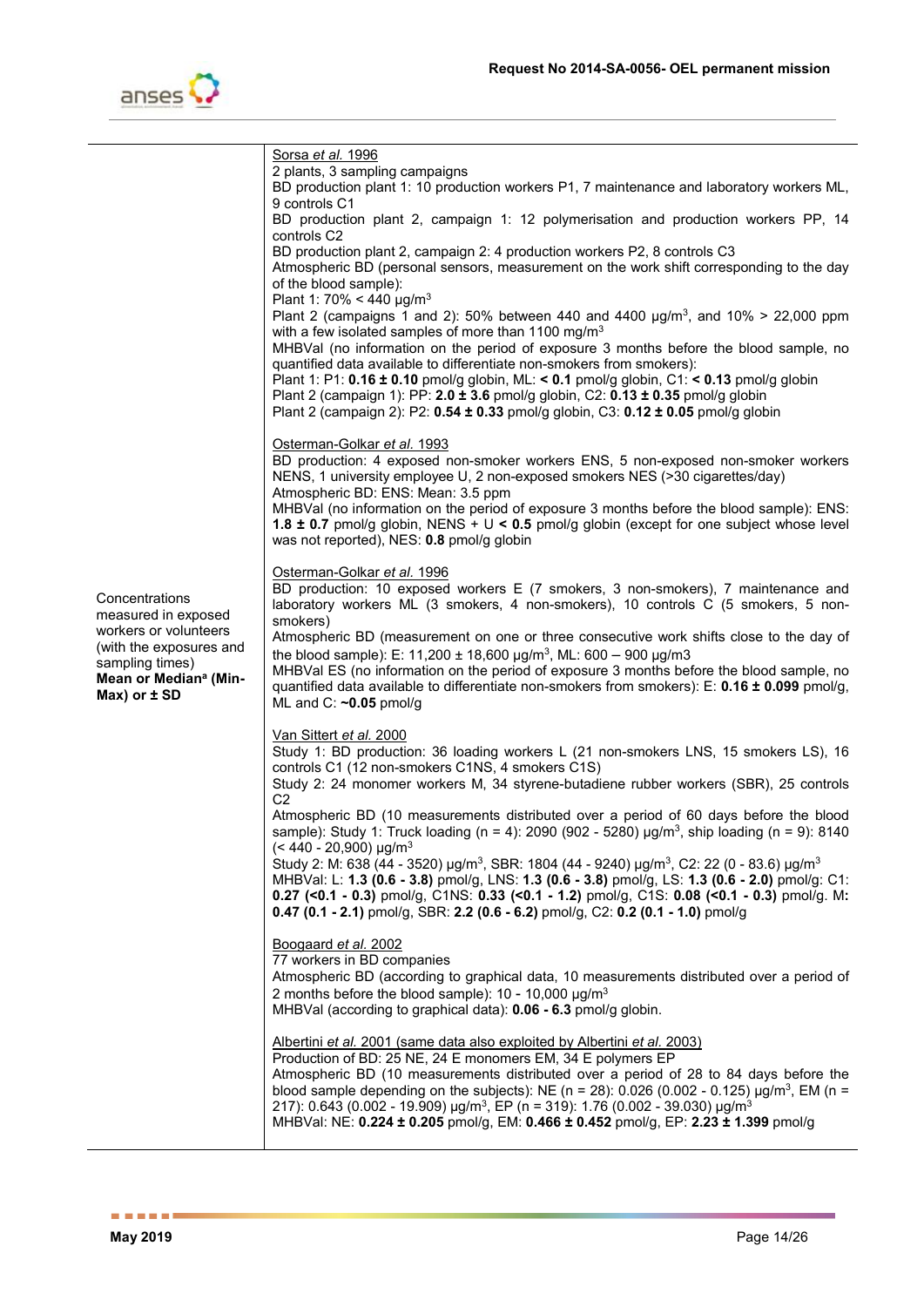| | |
|---|---|
| Concentrations measured in exposed workers or volunteers (with the exposures and sampling times) **Mean or Median[a] (Min-Max) or ± SD** | Sorsa *et al.* 1996<br>2 plants, 3 sampling campaigns<br>BD production plant 1: 10 production workers P1, 7 maintenance and laboratory workers ML, 9 controls C1<br>BD production plant 2, campaign 1: 12 polymerisation and production workers PP, 14 controls C2<br>BD production plant 2, campaign 2: 4 production workers P2, 8 controls C3<br>Atmospheric BD (personal sensors, measurement on the work shift corresponding to the day of the blood sample):<br>Plant 1: 70% < 440 µg/m$^3$<br>Plant 2 (campaigns 1 and 2): 50% between 440 and 4400 µg/m$^3$, and 10% > 22,000 ppm with a few isolated samples of more than 1100 mg/m$^3$<br>MHBVal (no information on the period of exposure 3 months before the blood sample, no quantified data available to differentiate non-smokers from smokers):<br>Plant 1: P1: **0.16 ± 0.10** pmol/g globin, ML: **< 0.1** pmol/g globin, C1: **< 0.13** pmol/g globin<br>Plant 2 (campaign 1): PP: **2.0 ± 3.6** pmol/g globin, C2: **0.13 ± 0.35** pmol/g globin<br>Plant 2 (campaign 2): P2: **0.54 ± 0.33** pmol/g globin, C3: **0.12 ± 0.05** pmol/g globin<br><br>Osterman-Golkar *et al.* 1993<br>BD production: 4 exposed non-smoker workers ENS, 5 non-exposed non-smoker workers NENS, 1 university employee U, 2 non-exposed smokers NES (>30 cigarettes/day)<br>Atmospheric BD: ENS: Mean: 3.5 ppm<br>MHBVal (no information on the period of exposure 3 months before the blood sample): ENS: **1.8 ± 0.7** pmol/g globin, NENS + U **< 0.5** pmol/g globin (except for one subject whose level was not reported), NES: **0.8** pmol/g globin<br><br>Osterman-Golkar *et al.* 1996<br>BD production: 10 exposed workers E (7 smokers, 3 non-smokers), 7 maintenance and laboratory workers ML (3 smokers, 4 non-smokers), 10 controls C (5 smokers, 5 non-smokers)<br>Atmospheric BD (measurement on one or three consecutive work shifts close to the day of the blood sample): E: 11,200 ± 18,600 µg/m$^3$, ML: 600 – 900 µg/m3<br>MHBVal ES (no information on the period of exposure 3 months before the blood sample, no quantified data available to differentiate non-smokers from smokers): E: **0.16 ± 0.099** pmol/g, ML and C: **~0.05** pmol/g<br><br>Van Sittert *et al.* 2000<br>Study 1: BD production: 36 loading workers L (21 non-smokers LNS, 15 smokers LS), 16 controls C1 (12 non-smokers C1NS, 4 smokers C1S)<br>Study 2: 24 monomer workers M, 34 styrene-butadiene rubber workers (SBR), 25 controls C2<br>Atmospheric BD (10 measurements distributed over a period of 60 days before the blood sample): Study 1: Truck loading (n = 4): 2090 (902 - 5280) µg/m$^3$, ship loading (n = 9): 8140 (< 440 - 20,900) µg/m$^3$<br>Study 2: M: 638 (44 - 3520) µg/m$^3$, SBR: 1804 (44 - 9240) µg/m$^3$, C2: 22 (0 - 83.6) µg/m$^3$<br>MHBVal: L: **1.3 (0.6 - 3.8)** pmol/g, LNS: **1.3 (0.6 - 3.8)** pmol/g, LS: **1.3 (0.6 - 2.0)** pmol/g: C1: **0.27 (<0.1 - 0.3)** pmol/g, C1NS: **0.33 (<0.1 - 1.2)** pmol/g, C1S: **0.08 (<0.1 - 0.3)** pmol/g. M**: 0.47 (0.1 - 2.1)** pmol/g, SBR: **2.2 (0.6 - 6.2)** pmol/g, C2: **0.2 (0.1 - 1.0)** pmol/g<br><br>Boogaard *et al.* 2002<br>77 workers in BD companies<br>Atmospheric BD (according to graphical data, 10 measurements distributed over a period of 2 months before the blood sample): 10 - 10,000 µg/m$^3$<br>MHBVal (according to graphical data): **0.06 - 6.3** pmol/g globin.<br><br>Albertini *et al.* 2001 (same data also exploited by Albertini *et al.* 2003)<br>Production of BD: 25 NE, 24 E monomers EM, 34 E polymers EP<br>Atmospheric BD (10 measurements distributed over a period of 28 to 84 days before the blood sample depending on the subjects): NE (n = 28): 0.026 (0.002 - 0.125) µg/m$^3$, EM (n = 217): 0.643 (0.002 - 19.909) µg/m$^3$, EP (n = 319): 1.76 (0.002 - 39.030) µg/m$^3$<br>MHBVal: NE: **0.224 ± 0.205** pmol/g, EM: **0.466 ± 0.452** pmol/g, EP: **2.23 ± 1.399** pmol/g |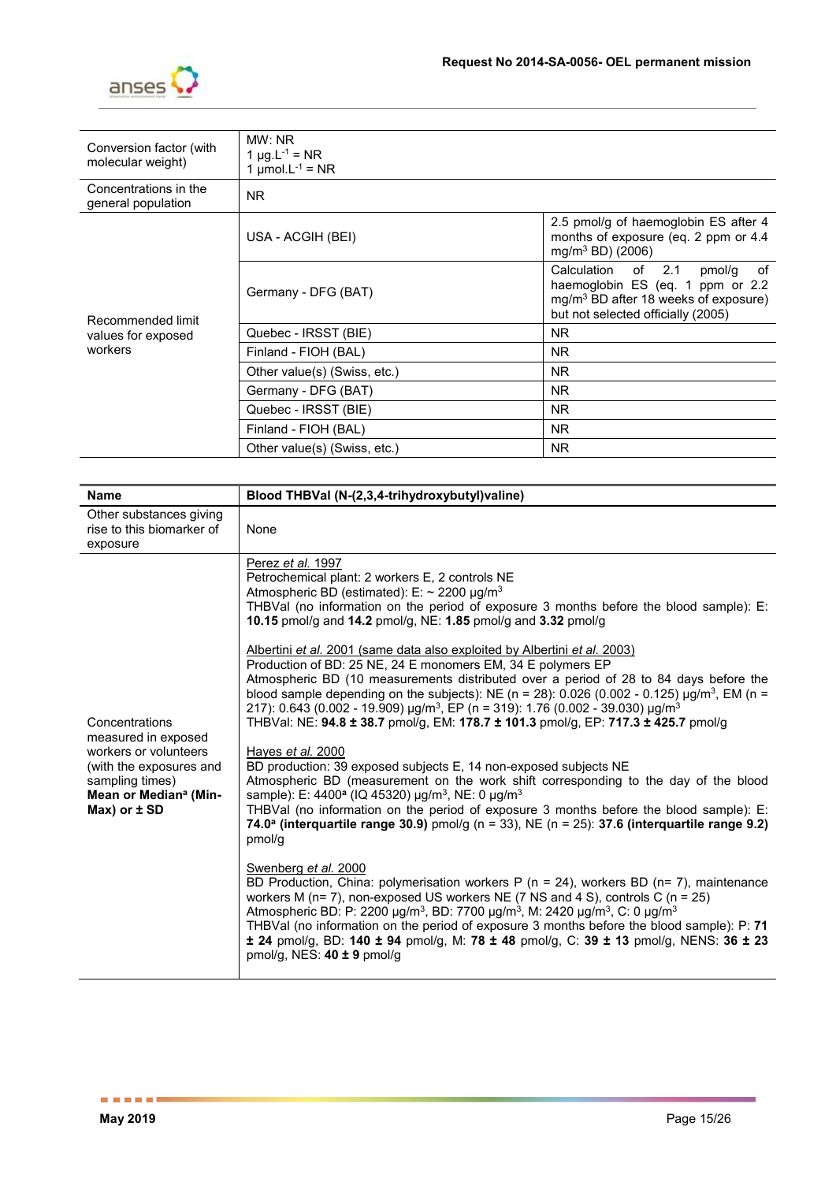| | | |
|---|---|---|
| Conversion factor (with molecular weight) | MW: NR<br>1 µg.L$^{-1}$ = NR<br>1 µmol.L$^{-1}$ = NR | |
| Concentrations in the general population | NR | |
| Recommended limit values for exposed workers | USA - ACGIH (BEI) | 2.5 pmol/g of haemoglobin ES after 4 months of exposure (eq. 2 ppm or 4.4 mg/m$^3$ BD) (2006) |
| | Germany - DFG (BAT) | Calculation of 2.1 pmol/g of haemoglobin ES (eq. 1 ppm or 2.2 mg/m$^3$ BD after 18 weeks of exposure) but not selected officially (2005) |
| | Quebec - IRSST (BIE) | NR |
| | Finland - FIOH (BAL) | NR |
| | Other value(s) (Swiss, etc.) | NR |
| | Germany - DFG (BAT) | NR |
| | Quebec - IRSST (BIE) | NR |
| | Finland - FIOH (BAL) | NR |
| | Other value(s) (Swiss, etc.) | NR |

| **Name** | **Blood THBVal (N-(2,3,4-trihydroxybutyl)valine)** |
|---|---|
| Other substances giving rise to this biomarker of exposure | None |
| Concentrations measured in exposed workers or volunteers (with the exposures and sampling times) **Mean or Median[a] (Min-Max) or ± SD** | Perez *et al.* 1997<br>Petrochemical plant: 2 workers E, 2 controls NE<br>Atmospheric BD (estimated): E: ~ 2200 µg/m$^3$<br>THBVal (no information on the period of exposure 3 months before the blood sample): E: **10.15** pmol/g and **14.2** pmol/g, NE: **1.85** pmol/g and **3.32** pmol/g<br><br>Albertini *et al.* 2001 (same data also exploited by Albertini *et al.* 2003)<br>Production of BD: 25 NE, 24 E monomers EM, 34 E polymers EP<br>Atmospheric BD (10 measurements distributed over a period of 28 to 84 days before the blood sample depending on the subjects): NE (n = 28): 0.026 (0.002 - 0.125) µg/m$^3$, EM (n = 217): 0.643 (0.002 - 19.909) µg/m$^3$, EP (n = 319): 1.76 (0.002 - 39.030) µg/m$^3$<br>THBVal: NE: **94.8 ± 38.7** pmol/g, EM: **178.7 ± 101.3** pmol/g, EP: **717.3 ± 425.7** pmol/g<br><br>Hayes *et al.* 2000<br>BD production: 39 exposed subjects E, 14 non-exposed subjects NE<br>Atmospheric BD (measurement on the work shift corresponding to the day of the blood sample): E: 4400[a] (IQ 45320) µg/m$^3$, NE: 0 µg/m$^3$<br>THBVal (no information on the period of exposure 3 months before the blood sample): E: **74.0[a] (interquartile range 30.9)** pmol/g (n = 33), NE (n = 25): **37.6 (interquartile range 9.2)** pmol/g<br><br>Swenberg *et al.* 2000<br>BD Production, China: polymerisation workers P (n = 24), workers BD (n= 7), maintenance workers M (n= 7), non-exposed US workers NE (7 NS and 4 S), controls C (n = 25)<br>Atmospheric BD: P: 2200 µg/m$^3$, BD: 7700 µg/m$^3$, M: 2420 µg/m$^3$, C: 0 µg/m$^3$<br>THBVal (no information on the period of exposure 3 months before the blood sample): P: **71 ± 24** pmol/g, BD: **140 ± 94** pmol/g, M: **78 ± 48** pmol/g, C: **39 ± 13** pmol/g, NENS: **36 ± 23** pmol/g, NES: **40 ± 9** pmol/g |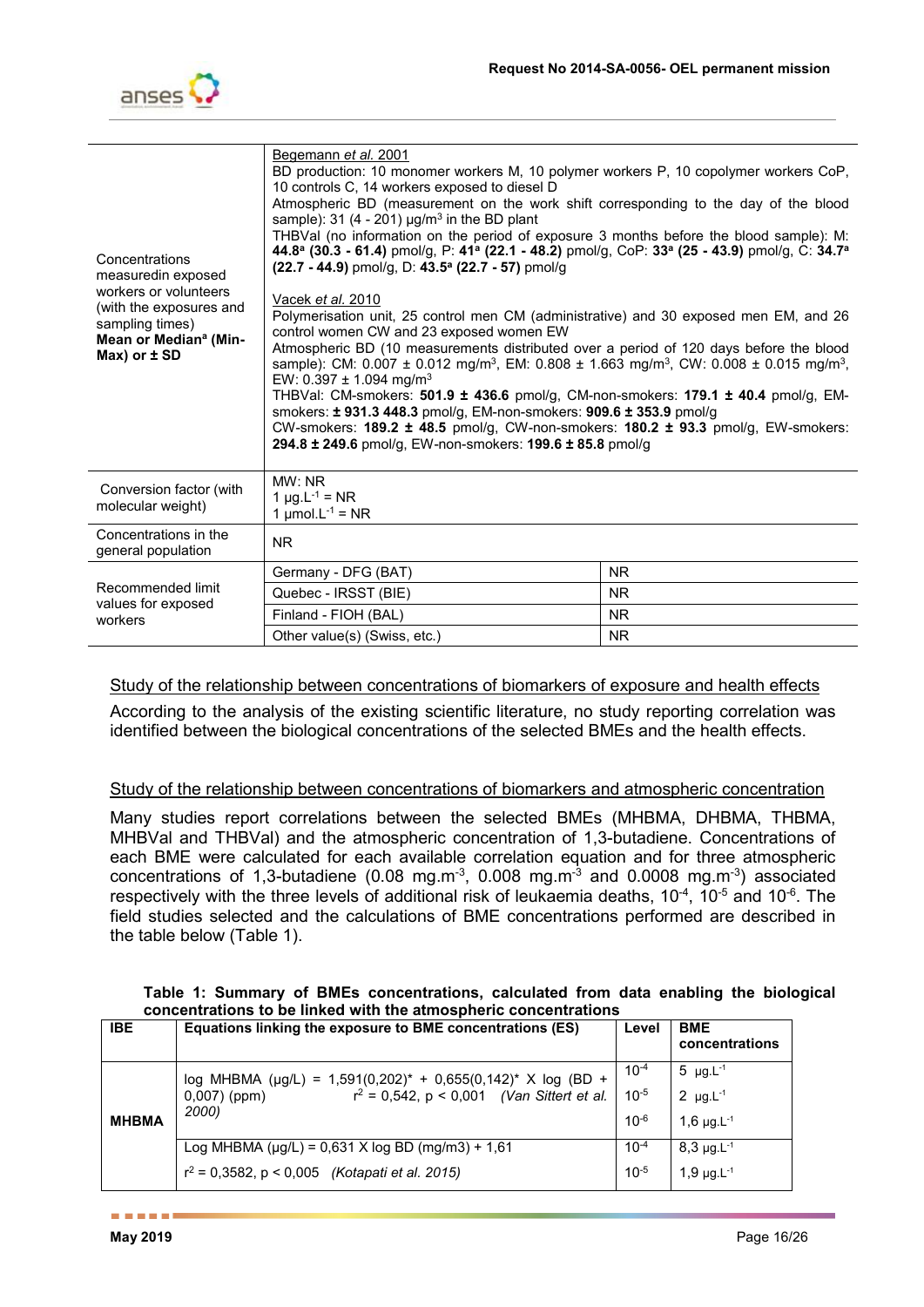| | |
|---|---|
| Concentrations measuredin exposed workers or volunteers (with the exposures and sampling times) **Mean or Median[a] (Min-Max) or ± SD** | Begemann *et al.* 2001<br>BD production: 10 monomer workers M, 10 polymer workers P, 10 copolymer workers CoP, 10 controls C, 14 workers exposed to diesel D<br>Atmospheric BD (measurement on the work shift corresponding to the day of the blood sample): 31 (4 - 201) µg/m³ in the BD plant<br>THBVal (no information on the period of exposure 3 months before the blood sample): M: **44.8[a] (30.3 - 61.4)** pmol/g, P: **41[a] (22.1 - 48.2)** pmol/g, CoP: **33[a] (25 - 43.9)** pmol/g, C: **34.7[a] (22.7 - 44.9)** pmol/g, D: **43.5[a] (22.7 - 57)** pmol/g<br><br>Vacek *et al.* 2010<br>Polymerisation unit, 25 control men CM (administrative) and 30 exposed men EM, and 26 control women CW and 23 exposed women EW<br>Atmospheric BD (10 measurements distributed over a period of 120 days before the blood sample): CM: 0.007 ± 0.012 mg/m³, EM: 0.808 ± 1.663 mg/m³, CW: 0.008 ± 0.015 mg/m³, EW: 0.397 ± 1.094 mg/m³<br>THBVal: CM-smokers: **501.9 ± 436.6** pmol/g, CM-non-smokers: **179.1 ± 40.4** pmol/g, EM-smokers: **± 931.3 448.3** pmol/g, EM-non-smokers: **909.6 ± 353.9** pmol/g<br>CW-smokers: **189.2 ± 48.5** pmol/g, CW-non-smokers: **180.2 ± 93.3** pmol/g, EW-smokers: **294.8 ± 249.6** pmol/g, EW-non-smokers: **199.6 ± 85.8** pmol/g |
| Conversion factor (with molecular weight) | MW: NR<br>1 µg.L⁻¹ = NR<br>1 µmol.L⁻¹ = NR |
| Concentrations in the general population | NR |

| | | |
|---|---|---|
| Recommended limit values for exposed workers | Germany - DFG (BAT) | NR |
| | Quebec - IRSST (BIE) | NR |
| | Finland - FIOH (BAL) | NR |
| | Other value(s) (Swiss, etc.) | NR |

Study of the relationship between concentrations of biomarkers of exposure and health effects

According to the analysis of the existing scientific literature, no study reporting correlation was identified between the biological concentrations of the selected BMEs and the health effects.

Study of the relationship between concentrations of biomarkers and atmospheric concentration

Many studies report correlations between the selected BMEs (MHBMA, DHBMA, THBMA, MHBVal and THBVal) and the atmospheric concentration of 1,3-butadiene. Concentrations of each BME were calculated for each available correlation equation and for three atmospheric concentrations of 1,3-butadiene (0.08 mg.m$^{-3}$, 0.008 mg.m$^{-3}$ and 0.0008 mg.m$^{-3}$) associated respectively with the three levels of additional risk of leukaemia deaths, $10^{-4}$, $10^{-5}$ and $10^{-6}$. The field studies selected and the calculations of BME concentrations performed are described in the table below (Table 1).

**Table 1: Summary of BMEs concentrations, calculated from data enabling the biological concentrations to be linked with the atmospheric concentrations**

| IBE | Equations linking the exposure to BME concentrations (ES) | Level | BME concentrations |
|---|---|---|---|
| **MHBMA** | log MHBMA (µg/L) = 1,591(0,202)* + 0,655(0,142)* X log (BD + 0,007) (ppm) $r^2$ = 0,542, p < 0,001 *(Van Sittert et al. 2000)* | $10^{-4}$ | 5 µg.L⁻¹ |
| | | $10^{-5}$ | 2 µg.L⁻¹ |
| | | $10^{-6}$ | 1,6 µg.L⁻¹ |
| | Log MHBMA (µg/L) = 0,631 X log BD (mg/m3) + 1,61 $r^2$ = 0,3582, p < 0,005 *(Kotapati et al. 2015)* | $10^{-4}$ | 8,3 µg.L⁻¹ |
| | | $10^{-5}$ | 1,9 µg.L⁻¹ |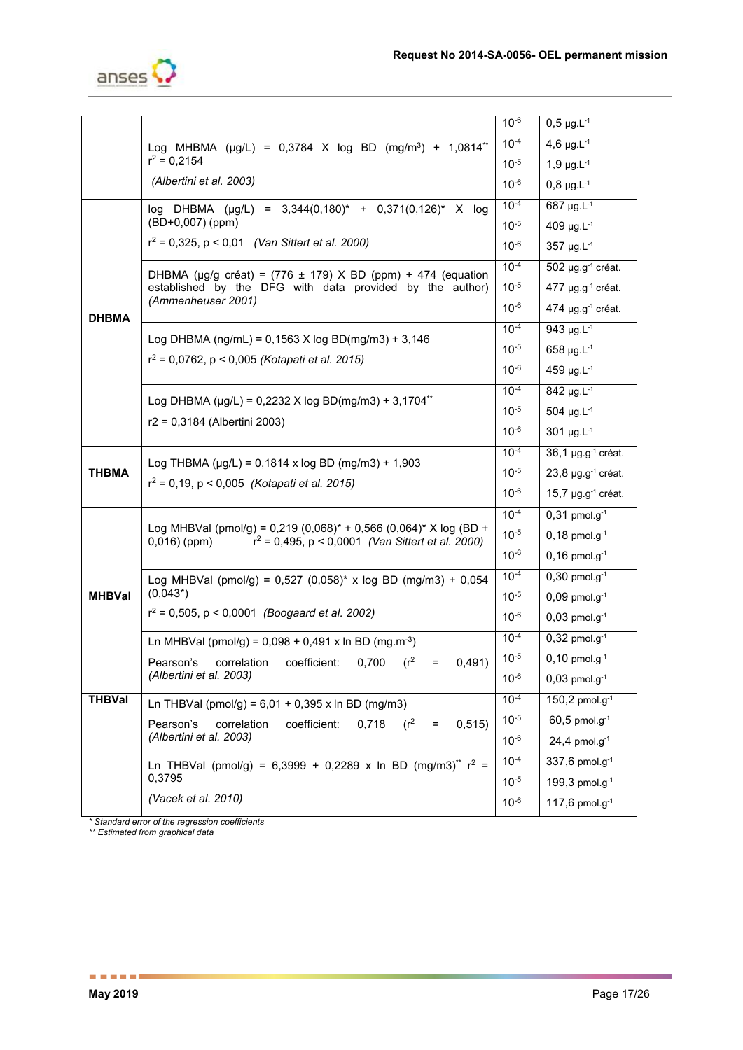| | | | |
|---|---|---|---|
| | | $10^{-6}$ | 0,5 µg.L$^{-1}$ |
| | Log MHBMA (µg/L) = 0,3784 X log BD (mg/m$^3$) + 1,0814** $r^2$ = 0,2154 *(Albertini et al. 2003)* | $10^{-4}$ | 4,6 µg.L$^{-1}$ |
| | | $10^{-5}$ | 1,9 µg.L$^{-1}$ |
| | | $10^{-6}$ | 0,8 µg.L$^{-1}$ |
| **DHBMA** | log DHBMA (µg/L) = 3,344(0,180)* + 0,371(0,126)* X log (BD+0,007) (ppm) $r^2$ = 0,325, $p < 0,01$ *(Van Sittert et al. 2000)* | $10^{-4}$ | 687 µg.L$^{-1}$ |
| | | $10^{-5}$ | 409 µg.L$^{-1}$ |
| | | $10^{-6}$ | 357 µg.L$^{-1}$ |
| | DHBMA (µg/g créat) = (776 ± 179) X BD (ppm) + 474 (equation established by the DFG with data provided by the author) *(Ammenheuser 2001)* | $10^{-4}$ | 502 µg.g$^{-1}$ créat. |
| | | $10^{-5}$ | 477 µg.g$^{-1}$ créat. |
| | | $10^{-6}$ | 474 µg.g$^{-1}$ créat. |
| | Log DHBMA (ng/mL) = 0,1563 X log BD(mg/m3) + 3,146 $r^2$ = 0,0762, $p < 0,005$ *(Kotapati et al. 2015)* | $10^{-4}$ | 943 µg.L$^{-1}$ |
| | | $10^{-5}$ | 658 µg.L$^{-1}$ |
| | | $10^{-6}$ | 459 µg.L$^{-1}$ |
| | Log DHBMA (µg/L) = 0,2232 X log BD(mg/m3) + 3,1704** r2 = 0,3184 (Albertini 2003) | $10^{-4}$ | 842 µg.L$^{-1}$ |
| | | $10^{-5}$ | 504 µg.L$^{-1}$ |
| | | $10^{-6}$ | 301 µg.L$^{-1}$ |
| **THBMA** | Log THBMA (µg/L) = 0,1814 x log BD (mg/m3) + 1,903 $r^2$ = 0,19, $p < 0,005$ *(Kotapati et al. 2015)* | $10^{-4}$ | 36,1 µg.g$^{-1}$ créat. |
| | | $10^{-5}$ | 23,8 µg.g$^{-1}$ créat. |
| | | $10^{-6}$ | 15,7 µg.g$^{-1}$ créat. |
| **MHBVal** | Log MHBVal (pmol/g) = 0,219 (0,068)* + 0,566 (0,064)* X log (BD + 0,016) (ppm) $r^2$ = 0,495, $p < 0,0001$ *(Van Sittert et al. 2000)* | $10^{-4}$ | 0,31 pmol.g$^{-1}$ |
| | | $10^{-5}$ | 0,18 pmol.g$^{-1}$ |
| | | $10^{-6}$ | 0,16 pmol.g$^{-1}$ |
| | Log MHBVal (pmol/g) = 0,527 (0,058)* x log BD (mg/m3) + 0,054 (0,043*) $r^2$ = 0,505, $p < 0,0001$ *(Boogaard et al. 2002)* | $10^{-4}$ | 0,30 pmol.g$^{-1}$ |
| | | $10^{-5}$ | 0,09 pmol.g$^{-1}$ |
| | | $10^{-6}$ | 0,03 pmol.g$^{-1}$ |
| | Ln MHBVal (pmol/g) = 0,098 + 0,491 x ln BD (mg.m$^{-3}$) Pearson's correlation coefficient: 0,700 ($r^2$ = 0,491) *(Albertini et al. 2003)* | $10^{-4}$ | 0,32 pmol.g$^{-1}$ |
| | | $10^{-5}$ | 0,10 pmol.g$^{-1}$ |
| | | $10^{-6}$ | 0,03 pmol.g$^{-1}$ |
| **THBVal** | Ln THBVal (pmol/g) = 6,01 + 0,395 x ln BD (mg/m3) Pearson's correlation coefficient: 0,718 ($r^2$ = 0,515) *(Albertini et al. 2003)* | $10^{-4}$ | 150,2 pmol.g$^{-1}$ |
| | | $10^{-5}$ | 60,5 pmol.g$^{-1}$ |
| | | $10^{-6}$ | 24,4 pmol.g$^{-1}$ |
| | Ln THBVal (pmol/g) = 6,3999 + 0,2289 x ln BD (mg/m3)** $r^2$ = 0,3795 *(Vacek et al. 2010)* | $10^{-4}$ | 337,6 pmol.g$^{-1}$ |
| | | $10^{-5}$ | 199,3 pmol.g$^{-1}$ |
| | | $10^{-6}$ | 117,6 pmol.g$^{-1}$ |

*\* Standard error of the regression coefficients*
*\*\* Estimated from graphical data*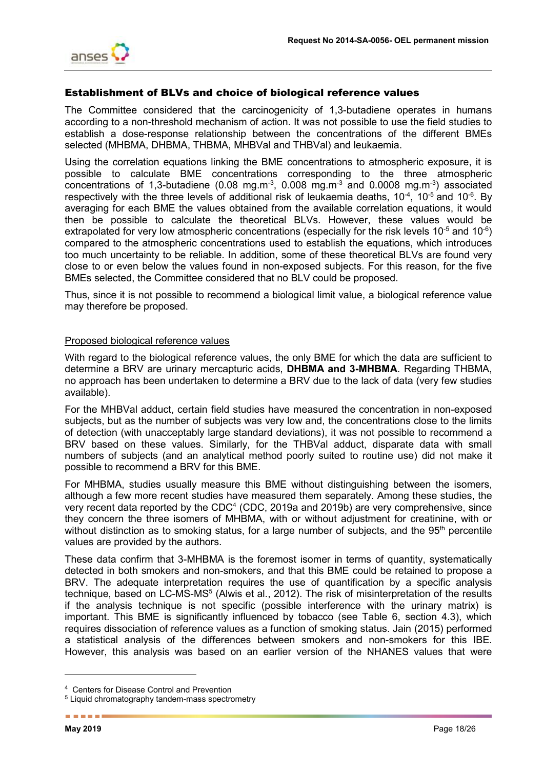## Establishment of BLVs and choice of biological reference values

The Committee considered that the carcinogenicity of 1,3-butadiene operates in humans according to a non-threshold mechanism of action. It was not possible to use the field studies to establish a dose-response relationship between the concentrations of the different BMEs selected (MHBMA, DHBMA, THBMA, MHBVal and THBVal) and leukaemia.

Using the correlation equations linking the BME concentrations to atmospheric exposure, it is possible to calculate BME concentrations corresponding to the three atmospheric concentrations of 1,3-butadiene (0.08 $mg.m^{-3}$, 0.008 $mg.m^{-3}$ and 0.0008 $mg.m^{-3}$) associated respectively with the three levels of additional risk of leukaemia deaths, $10^{-4}$, $10^{-5}$ and $10^{-6}$. By averaging for each BME the values obtained from the available correlation equations, it would then be possible to calculate the theoretical BLVs. However, these values would be extrapolated for very low atmospheric concentrations (especially for the risk levels $10^{-5}$ and $10^{-6}$) compared to the atmospheric concentrations used to establish the equations, which introduces too much uncertainty to be reliable. In addition, some of these theoretical BLVs are found very close to or even below the values found in non-exposed subjects. For this reason, for the five BMEs selected, the Committee considered that no BLV could be proposed.

Thus, since it is not possible to recommend a biological limit value, a biological reference value may therefore be proposed.

<u>Proposed biological reference values</u>

With regard to the biological reference values, the only BME for which the data are sufficient to determine a BRV are urinary mercapturic acids, **DHBMA and 3-MHBMA**. Regarding THBMA, no approach has been undertaken to determine a BRV due to the lack of data (very few studies available).

For the MHBVal adduct, certain field studies have measured the concentration in non-exposed subjects, but as the number of subjects was very low and, the concentrations close to the limits of detection (with unacceptably large standard deviations), it was not possible to recommend a BRV based on these values. Similarly, for the THBVal adduct, disparate data with small numbers of subjects (and an analytical method poorly suited to routine use) did not make it possible to recommend a BRV for this BME.

For MHBMA, studies usually measure this BME without distinguishing between the isomers, although a few more recent studies have measured them separately. Among these studies, the very recent data reported by the CDC[4] (CDC, 2019a and 2019b) are very comprehensive, since they concern the three isomers of MHBMA, with or without adjustment for creatinine, with or without distinction as to smoking status, for a large number of subjects, and the 95[th] percentile values are provided by the authors.

These data confirm that 3-MHBMA is the foremost isomer in terms of quantity, systematically detected in both smokers and non-smokers, and that this BME could be retained to propose a BRV. The adequate interpretation requires the use of quantification by a specific analysis technique, based on LC-MS-MS[5] (Alwis et al., 2012). The risk of misinterpretation of the results if the analysis technique is not specific (possible interference with the urinary matrix) is important. This BME is significantly influenced by tobacco (see Table 6, section 4.3), which requires dissociation of reference values as a function of smoking status. Jain (2015) performed a statistical analysis of the differences between smokers and non-smokers for this IBE. However, this analysis was based on an earlier version of the NHANES values that were

---

[4] Centers for Disease Control and Prevention

[5] Liquid chromatography tandem-mass spectrometry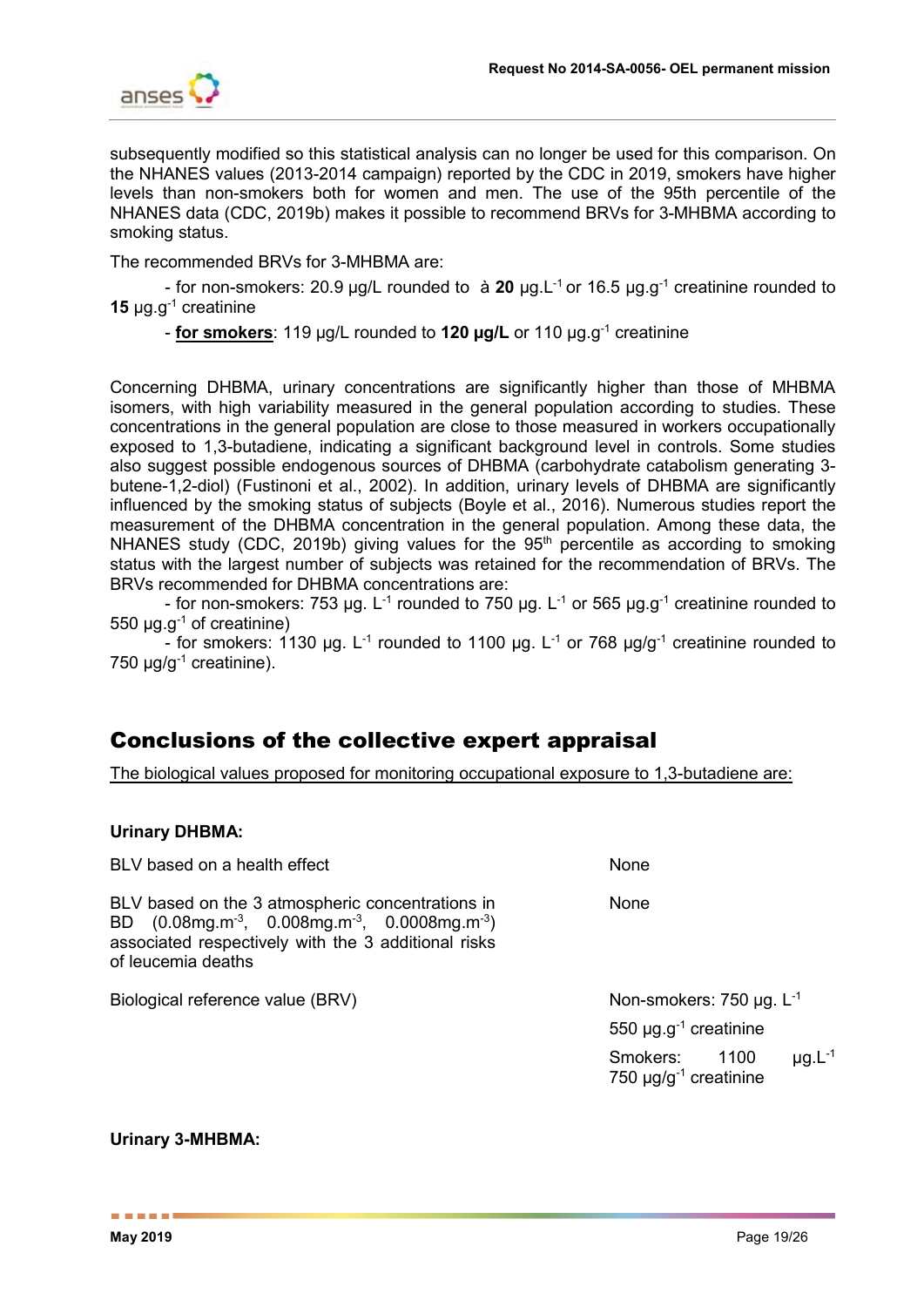subsequently modified so this statistical analysis can no longer be used for this comparison. On the NHANES values (2013-2014 campaign) reported by the CDC in 2019, smokers have higher levels than non-smokers both for women and men. The use of the 95th percentile of the NHANES data (CDC, 2019b) makes it possible to recommend BRVs for 3-MHBMA according to smoking status.

The recommended BRVs for 3-MHBMA are:

- for non-smokers: 20.9 µg/L rounded to  à **20** µg.L$^{-1}$ or 16.5 µg.g$^{-1}$ creatinine rounded to **15** µg.g$^{-1}$ creatinine
- **<u>for smokers</u>**: 119 µg/L rounded to **120 µg/L** or 110 µg.g$^{-1}$ creatinine

Concerning DHBMA, urinary concentrations are significantly higher than those of MHBMA isomers, with high variability measured in the general population according to studies. These concentrations in the general population are close to those measured in workers occupationally exposed to 1,3-butadiene, indicating a significant background level in controls. Some studies also suggest possible endogenous sources of DHBMA (carbohydrate catabolism generating 3-butene-1,2-diol) (Fustinoni et al., 2002). In addition, urinary levels of DHBMA are significantly influenced by the smoking status of subjects (Boyle et al., 2016). Numerous studies report the measurement of the DHBMA concentration in the general population. Among these data, the NHANES study (CDC, 2019b) giving values for the 95$^{th}$ percentile as according to smoking status with the largest number of subjects was retained for the recommendation of BRVs. The BRVs recommended for DHBMA concentrations are:

- for non-smokers: 753 µg. L$^{-1}$ rounded to 750 µg. L$^{-1}$ or 565 µg.g$^{-1}$ creatinine rounded to 550 µg.g$^{-1}$ of creatinine)
- for smokers: 1130 µg. L$^{-1}$ rounded to 1100 µg. L$^{-1}$ or 768 µg/g$^{-1}$ creatinine rounded to 750 µg/g$^{-1}$ creatinine).

## Conclusions of the collective expert appraisal

<u>The biological values proposed for monitoring occupational exposure to 1,3-butadiene are:</u>

**Urinary DHBMA:**

| | |
|---|---|
| BLV based on a health effect | None |
| BLV based on the 3 atmospheric concentrations in BD (0.08mg.m$^{-3}$, 0.008mg.m$^{-3}$, 0.0008mg.m$^{-3}$) associated respectively with the 3 additional risks of leucemia deaths | None |
| Biological reference value (BRV) | Non-smokers: 750 µg. L$^{-1}$<br>550 µg.g$^{-1}$ creatinine<br>Smokers: 1100 µg.L$^{-1}$<br>750 µg/g$^{-1}$ creatinine |

**Urinary 3-MHBMA:**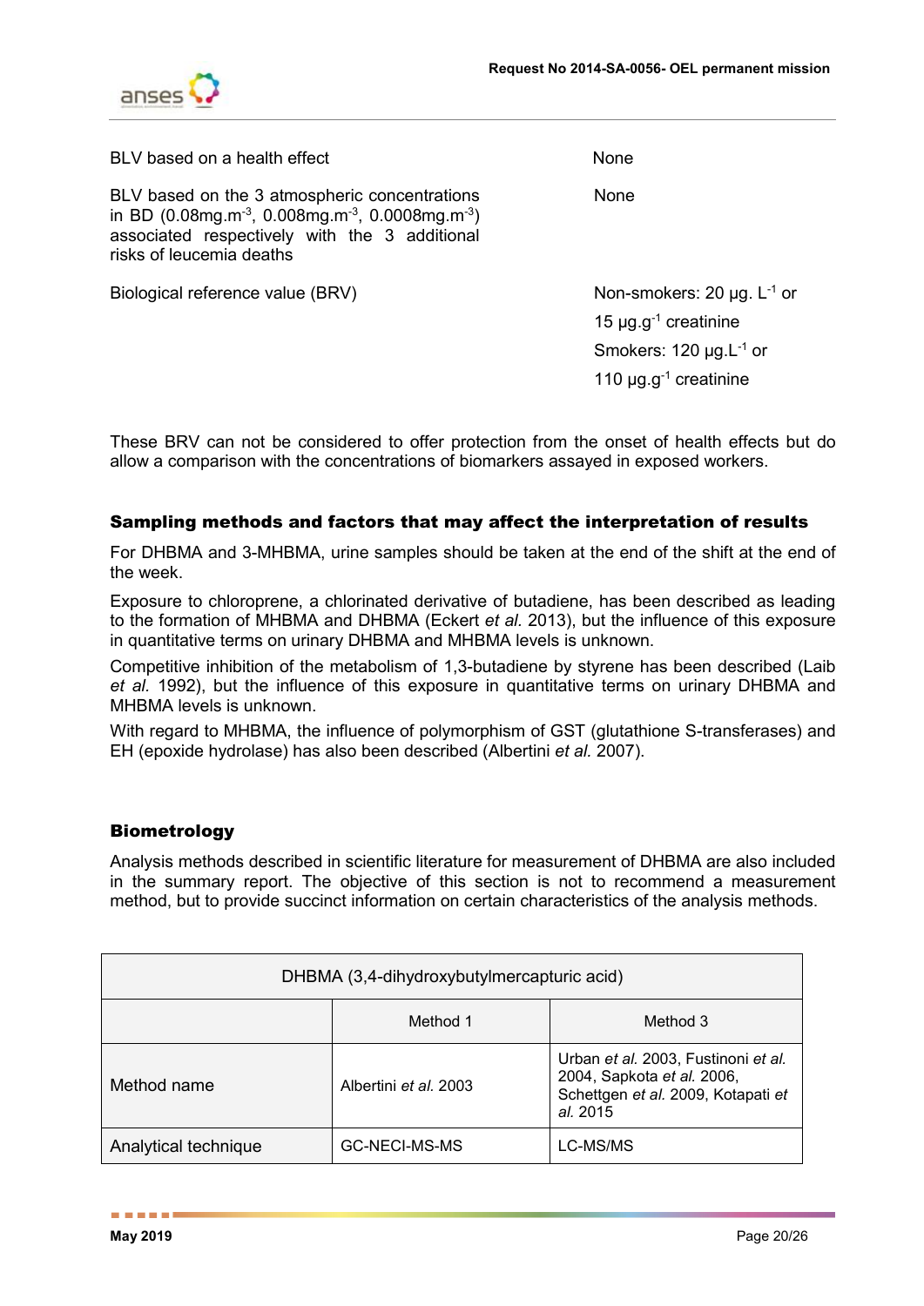| | |
|---|---|
| BLV based on a health effect | None |
| BLV based on the 3 atmospheric concentrations in BD (0.08mg.m$^{-3}$, 0.008mg.m$^{-3}$, 0.0008mg.m$^{-3}$) associated respectively with the 3 additional risks of leucemia deaths | None |
| Biological reference value (BRV) | Non-smokers: 20 µg. L$^{-1}$ or 15 µg.g$^{-1}$ creatinine<br>Smokers: 120 µg.L$^{-1}$ or 110 µg.g$^{-1}$ creatinine |

These BRV can not be considered to offer protection from the onset of health effects but do allow a comparison with the concentrations of biomarkers assayed in exposed workers.

### Sampling methods and factors that may affect the interpretation of results

For DHBMA and 3-MHBMA, urine samples should be taken at the end of the shift at the end of the week.

Exposure to chloroprene, a chlorinated derivative of butadiene, has been described as leading to the formation of MHBMA and DHBMA (Eckert *et al.* 2013), but the influence of this exposure in quantitative terms on urinary DHBMA and MHBMA levels is unknown.

Competitive inhibition of the metabolism of 1,3-butadiene by styrene has been described (Laib *et al.* 1992), but the influence of this exposure in quantitative terms on urinary DHBMA and MHBMA levels is unknown.

With regard to MHBMA, the influence of polymorphism of GST (glutathione S-transferases) and EH (epoxide hydrolase) has also been described (Albertini *et al.* 2007).

### Biometrology

Analysis methods described in scientific literature for measurement of DHBMA are also included in the summary report. The objective of this section is not to recommend a measurement method, but to provide succinct information on certain characteristics of the analysis methods.

| DHBMA (3,4-dihydroxybutylmercapturic acid) | | |
|---|---|---|
| | Method 1 | Method 3 |
| Method name | Albertini *et al.* 2003 | Urban *et al.* 2003, Fustinoni *et al.* 2004, Sapkota *et al.* 2006, Schettgen *et al.* 2009, Kotapati *et al.* 2015 |
| Analytical technique | GC-NECI-MS-MS | LC-MS/MS |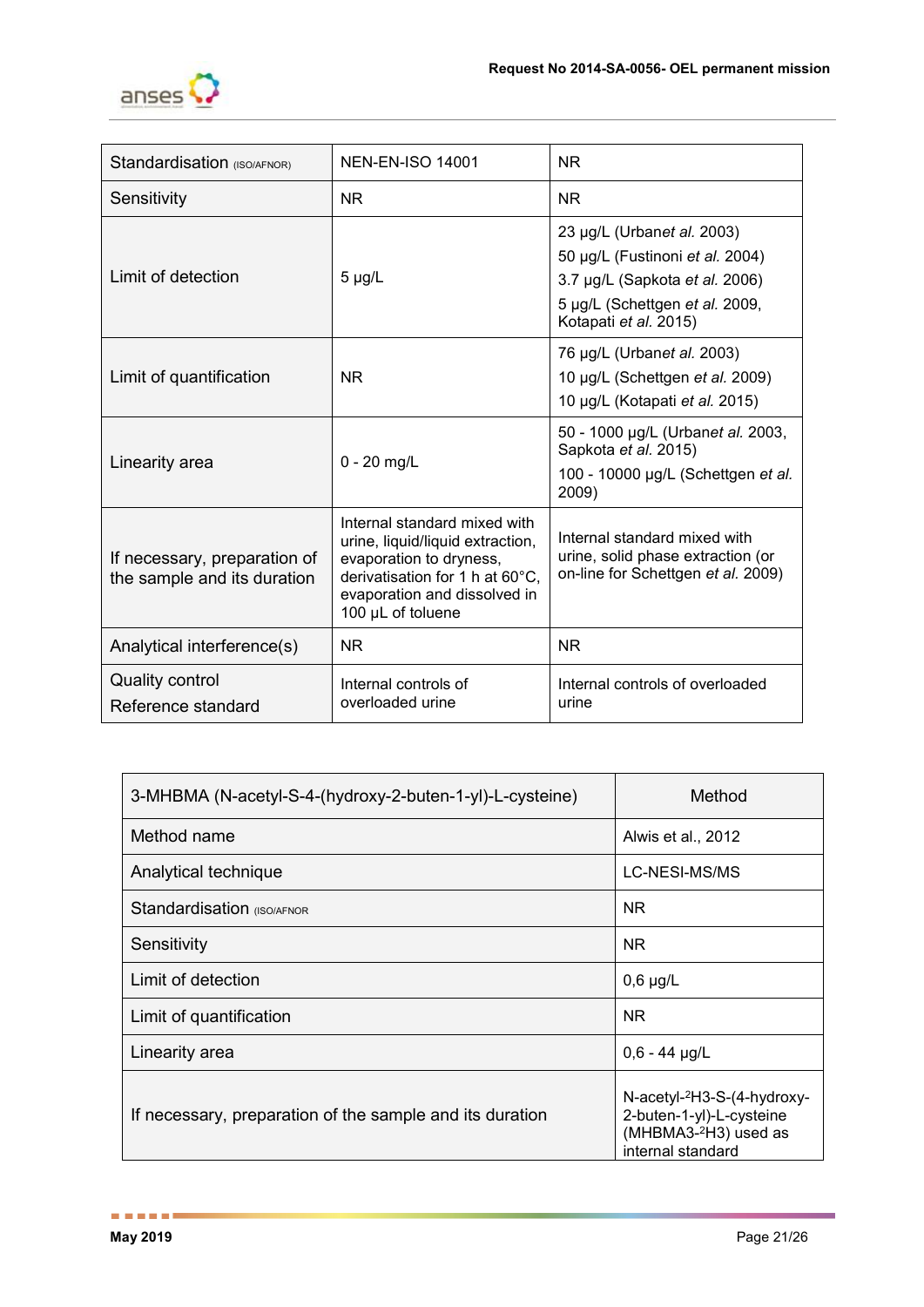| | | |
|---|---|---|
| Standardisation (ISO/AFNOR) | NEN-EN-ISO 14001 | NR |
| Sensitivity | NR | NR |
| Limit of detection | 5 µg/L | 23 µg/L (Urban*et al.* 2003)<br>50 µg/L (Fustinoni *et al.* 2004)<br>3.7 µg/L (Sapkota *et al.* 2006)<br>5 µg/L (Schettgen *et al.* 2009, Kotapati *et al.* 2015) |
| Limit of quantification | NR | 76 µg/L (Urban*et al.* 2003)<br>10 µg/L (Schettgen *et al.* 2009)<br>10 µg/L (Kotapati *et al.* 2015) |
| Linearity area | 0 - 20 mg/L | 50 - 1000 µg/L (Urban*et al.* 2003, Sapkota *et al.* 2015)<br>100 - 10000 µg/L (Schettgen *et al.* 2009) |
| If necessary, preparation of the sample and its duration | Internal standard mixed with urine, liquid/liquid extraction, evaporation to dryness, derivatisation for 1 h at 60°C, evaporation and dissolved in 100 µL of toluene | Internal standard mixed with urine, solid phase extraction (or on-line for Schettgen *et al.* 2009) |
| Analytical interference(s) | NR | NR |
| Quality control<br>Reference standard | Internal controls of overloaded urine | Internal controls of overloaded urine |

| 3-MHBMA (N-acetyl-S-4-(hydroxy-2-buten-1-yl)-L-cysteine) | Method |
|---|---|
| Method name | Alwis et al., 2012 |
| Analytical technique | LC-NESI-MS/MS |
| Standardisation (ISO/AFNOR | NR |
| Sensitivity | NR |
| Limit of detection | 0,6 µg/L |
| Limit of quantification | NR |
| Linearity area | 0,6 - 44 µg/L |
| If necessary, preparation of the sample and its duration | N-acetyl-$^{2}$H3-S-(4-hydroxy-2-buten-1-yl)-L-cysteine (MHBMA3-$^{2}$H3) used as internal standard |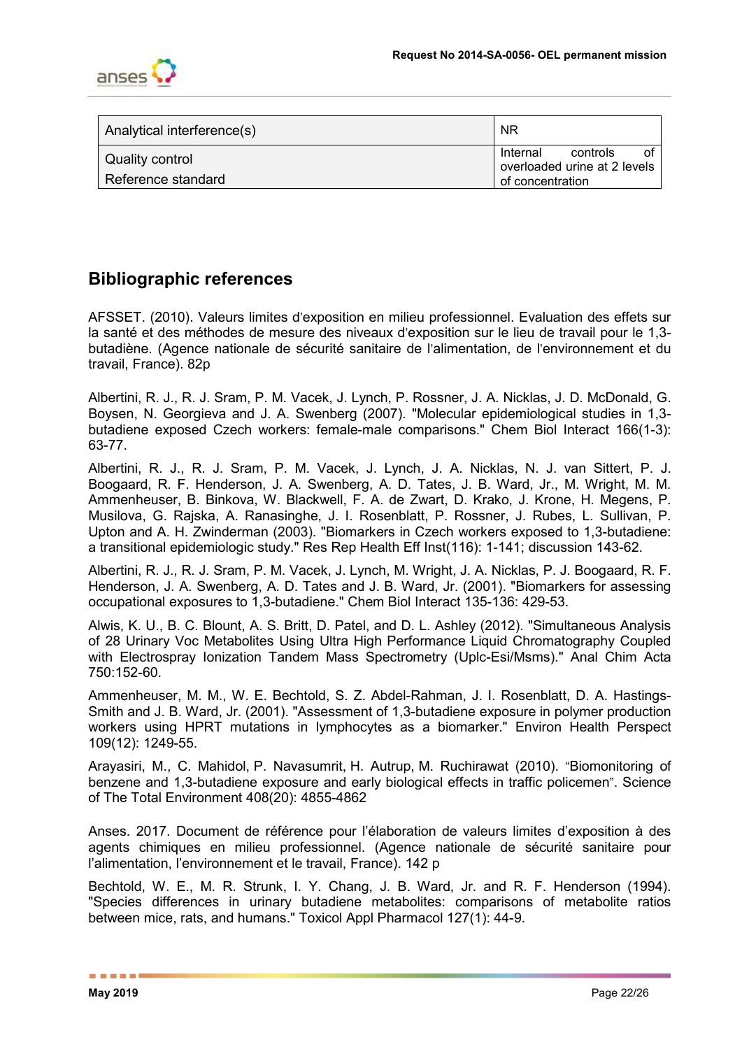| Analytical interference(s) | NR |
| --- | --- |
| Quality control<br>Reference standard | Internal controls of overloaded urine at 2 levels of concentration |

## Bibliographic references

AFSSET. (2010). Valeurs limites d'exposition en milieu professionnel. Evaluation des effets sur la santé et des méthodes de mesure des niveaux d'exposition sur le lieu de travail pour le 1,3-butadiène. (Agence nationale de sécurité sanitaire de l'alimentation, de l'environnement et du travail, France). 82p

Albertini, R. J., R. J. Sram, P. M. Vacek, J. Lynch, P. Rossner, J. A. Nicklas, J. D. McDonald, G. Boysen, N. Georgieva and J. A. Swenberg (2007). "Molecular epidemiological studies in 1,3-butadiene exposed Czech workers: female-male comparisons." Chem Biol Interact 166(1-3): 63-77.

Albertini, R. J., R. J. Sram, P. M. Vacek, J. Lynch, J. A. Nicklas, N. J. van Sittert, P. J. Boogaard, R. F. Henderson, J. A. Swenberg, A. D. Tates, J. B. Ward, Jr., M. Wright, M. M. Ammenheuser, B. Binkova, W. Blackwell, F. A. de Zwart, D. Krako, J. Krone, H. Megens, P. Musilova, G. Rajska, A. Ranasinghe, J. I. Rosenblatt, P. Rossner, J. Rubes, L. Sullivan, P. Upton and A. H. Zwinderman (2003). "Biomarkers in Czech workers exposed to 1,3-butadiene: a transitional epidemiologic study." Res Rep Health Eff Inst(116): 1-141; discussion 143-62.

Albertini, R. J., R. J. Sram, P. M. Vacek, J. Lynch, M. Wright, J. A. Nicklas, P. J. Boogaard, R. F. Henderson, J. A. Swenberg, A. D. Tates and J. B. Ward, Jr. (2001). "Biomarkers for assessing occupational exposures to 1,3-butadiene." Chem Biol Interact 135-136: 429-53.

Alwis, K. U., B. C. Blount, A. S. Britt, D. Patel, and D. L. Ashley (2012). "Simultaneous Analysis of 28 Urinary Voc Metabolites Using Ultra High Performance Liquid Chromatography Coupled with Electrospray Ionization Tandem Mass Spectrometry (Uplc-Esi/Msms)." Anal Chim Acta 750:152-60.

Ammenheuser, M. M., W. E. Bechtold, S. Z. Abdel-Rahman, J. I. Rosenblatt, D. A. Hastings-Smith and J. B. Ward, Jr. (2001). "Assessment of 1,3-butadiene exposure in polymer production workers using HPRT mutations in lymphocytes as a biomarker." Environ Health Perspect 109(12): 1249-55.

Arayasiri, M., C. Mahidol, P. Navasumrit, H. Autrup, M. Ruchirawat (2010). "Biomonitoring of benzene and 1,3-butadiene exposure and early biological effects in traffic policemen". Science of The Total Environment 408(20): 4855-4862

Anses. 2017. Document de référence pour l'élaboration de valeurs limites d'exposition à des agents chimiques en milieu professionnel. (Agence nationale de sécurité sanitaire pour l'alimentation, l'environnement et le travail, France). 142 p

Bechtold, W. E., M. R. Strunk, I. Y. Chang, J. B. Ward, Jr. and R. F. Henderson (1994). "Species differences in urinary butadiene metabolites: comparisons of metabolite ratios between mice, rats, and humans." Toxicol Appl Pharmacol 127(1): 44-9.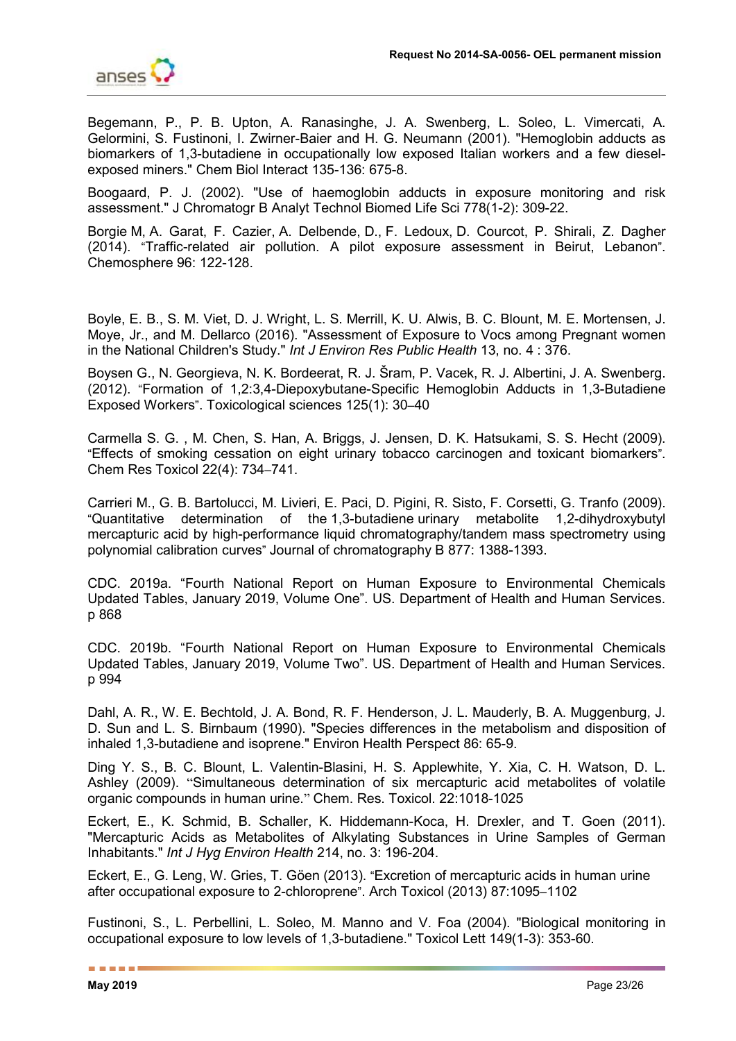Begemann, P., P. B. Upton, A. Ranasinghe, J. A. Swenberg, L. Soleo, L. Vimercati, A. Gelormini, S. Fustinoni, I. Zwirner-Baier and H. G. Neumann (2001). "Hemoglobin adducts as biomarkers of 1,3-butadiene in occupationally low exposed Italian workers and a few diesel-exposed miners." Chem Biol Interact 135-136: 675-8.

Boogaard, P. J. (2002). "Use of haemoglobin adducts in exposure monitoring and risk assessment." J Chromatogr B Analyt Technol Biomed Life Sci 778(1-2): 309-22.

Borgie M, A. Garat, F. Cazier, A. Delbende, D., F. Ledoux, D. Courcot, P. Shirali, Z. Dagher (2014). "Traffic-related air pollution. A pilot exposure assessment in Beirut, Lebanon". Chemosphere 96: 122-128.

Boyle, E. B., S. M. Viet, D. J. Wright, L. S. Merrill, K. U. Alwis, B. C. Blount, M. E. Mortensen, J. Moye, Jr., and M. Dellarco (2016). "Assessment of Exposure to Vocs among Pregnant women in the National Children's Study." *Int J Environ Res Public Health* 13, no. 4 : 376.

Boysen G., N. Georgieva, N. K. Bordeerat, R. J. Šram, P. Vacek, R. J. Albertini, J. A. Swenberg. (2012). "Formation of 1,2:3,4-Diepoxybutane-Specific Hemoglobin Adducts in 1,3-Butadiene Exposed Workers". Toxicological sciences 125(1): 30–40

Carmella S. G. , M. Chen, S. Han, A. Briggs, J. Jensen, D. K. Hatsukami, S. S. Hecht (2009). "Effects of smoking cessation on eight urinary tobacco carcinogen and toxicant biomarkers". Chem Res Toxicol 22(4): 734–741.

Carrieri M., G. B. Bartolucci, M. Livieri, E. Paci, D. Pigini, R. Sisto, F. Corsetti, G. Tranfo (2009). "Quantitative determination of the 1,3-butadiene urinary metabolite 1,2-dihydroxybutyl mercapturic acid by high-performance liquid chromatography/tandem mass spectrometry using polynomial calibration curves" Journal of chromatography B 877: 1388-1393.

CDC. 2019a. "Fourth National Report on Human Exposure to Environmental Chemicals Updated Tables, January 2019, Volume One". US. Department of Health and Human Services. p 868

CDC. 2019b. "Fourth National Report on Human Exposure to Environmental Chemicals Updated Tables, January 2019, Volume Two". US. Department of Health and Human Services. p 994

Dahl, A. R., W. E. Bechtold, J. A. Bond, R. F. Henderson, J. L. Mauderly, B. A. Muggenburg, J. D. Sun and L. S. Birnbaum (1990). "Species differences in the metabolism and disposition of inhaled 1,3-butadiene and isoprene." Environ Health Perspect 86: 65-9.

Ding Y. S., B. C. Blount, L. Valentin-Blasini, H. S. Applewhite, Y. Xia, C. H. Watson, D. L. Ashley (2009). "Simultaneous determination of six mercapturic acid metabolites of volatile organic compounds in human urine." Chem. Res. Toxicol. 22:1018-1025

Eckert, E., K. Schmid, B. Schaller, K. Hiddemann-Koca, H. Drexler, and T. Goen (2011). "Mercapturic Acids as Metabolites of Alkylating Substances in Urine Samples of German Inhabitants." *Int J Hyg Environ Health* 214, no. 3: 196-204.

Eckert, E., G. Leng, W. Gries, T. Göen (2013). "Excretion of mercapturic acids in human urine after occupational exposure to 2-chloroprene". Arch Toxicol (2013) 87:1095–1102

Fustinoni, S., L. Perbellini, L. Soleo, M. Manno and V. Foa (2004). "Biological monitoring in occupational exposure to low levels of 1,3-butadiene." Toxicol Lett 149(1-3): 353-60.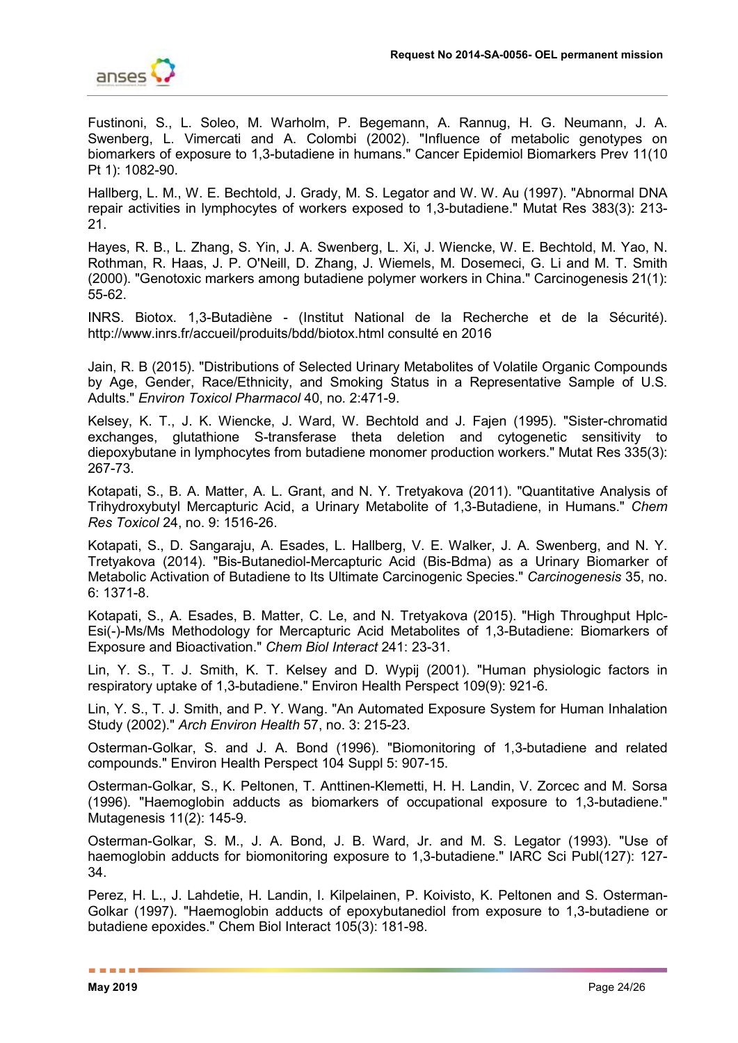Fustinoni, S., L. Soleo, M. Warholm, P. Begemann, A. Rannug, H. G. Neumann, J. A. Swenberg, L. Vimercati and A. Colombi (2002). "Influence of metabolic genotypes on biomarkers of exposure to 1,3-butadiene in humans." Cancer Epidemiol Biomarkers Prev 11(10 Pt 1): 1082-90.

Hallberg, L. M., W. E. Bechtold, J. Grady, M. S. Legator and W. W. Au (1997). "Abnormal DNA repair activities in lymphocytes of workers exposed to 1,3-butadiene." Mutat Res 383(3): 213-21.

Hayes, R. B., L. Zhang, S. Yin, J. A. Swenberg, L. Xi, J. Wiencke, W. E. Bechtold, M. Yao, N. Rothman, R. Haas, J. P. O'Neill, D. Zhang, J. Wiemels, M. Dosemeci, G. Li and M. T. Smith (2000). "Genotoxic markers among butadiene polymer workers in China." Carcinogenesis 21(1): 55-62.

INRS. Biotox. 1,3-Butadiène - (Institut National de la Recherche et de la Sécurité). http://www.inrs.fr/accueil/produits/bdd/biotox.html consulté en 2016

Jain, R. B (2015). "Distributions of Selected Urinary Metabolites of Volatile Organic Compounds by Age, Gender, Race/Ethnicity, and Smoking Status in a Representative Sample of U.S. Adults." *Environ Toxicol Pharmacol* 40, no. 2:471-9.

Kelsey, K. T., J. K. Wiencke, J. Ward, W. Bechtold and J. Fajen (1995). "Sister-chromatid exchanges, glutathione S-transferase theta deletion and cytogenetic sensitivity to diepoxybutane in lymphocytes from butadiene monomer production workers." Mutat Res 335(3): 267-73.

Kotapati, S., B. A. Matter, A. L. Grant, and N. Y. Tretyakova (2011). "Quantitative Analysis of Trihydroxybutyl Mercapturic Acid, a Urinary Metabolite of 1,3-Butadiene, in Humans." *Chem Res Toxicol* 24, no. 9: 1516-26.

Kotapati, S., D. Sangaraju, A. Esades, L. Hallberg, V. E. Walker, J. A. Swenberg, and N. Y. Tretyakova (2014). "Bis-Butanediol-Mercapturic Acid (Bis-Bdma) as a Urinary Biomarker of Metabolic Activation of Butadiene to Its Ultimate Carcinogenic Species." *Carcinogenesis* 35, no. 6: 1371-8.

Kotapati, S., A. Esades, B. Matter, C. Le, and N. Tretyakova (2015). "High Throughput Hplc-Esi(-)-Ms/Ms Methodology for Mercapturic Acid Metabolites of 1,3-Butadiene: Biomarkers of Exposure and Bioactivation." *Chem Biol Interact* 241: 23-31.

Lin, Y. S., T. J. Smith, K. T. Kelsey and D. Wypij (2001). "Human physiologic factors in respiratory uptake of 1,3-butadiene." Environ Health Perspect 109(9): 921-6.

Lin, Y. S., T. J. Smith, and P. Y. Wang. "An Automated Exposure System for Human Inhalation Study (2002)." *Arch Environ Health* 57, no. 3: 215-23.

Osterman-Golkar, S. and J. A. Bond (1996). "Biomonitoring of 1,3-butadiene and related compounds." Environ Health Perspect 104 Suppl 5: 907-15.

Osterman-Golkar, S., K. Peltonen, T. Anttinen-Klemetti, H. H. Landin, V. Zorcec and M. Sorsa (1996). "Haemoglobin adducts as biomarkers of occupational exposure to 1,3-butadiene." Mutagenesis 11(2): 145-9.

Osterman-Golkar, S. M., J. A. Bond, J. B. Ward, Jr. and M. S. Legator (1993). "Use of haemoglobin adducts for biomonitoring exposure to 1,3-butadiene." IARC Sci Publ(127): 127-34.

Perez, H. L., J. Lahdetie, H. Landin, I. Kilpelainen, P. Koivisto, K. Peltonen and S. Osterman-Golkar (1997). "Haemoglobin adducts of epoxybutanediol from exposure to 1,3-butadiene or butadiene epoxides." Chem Biol Interact 105(3): 181-98.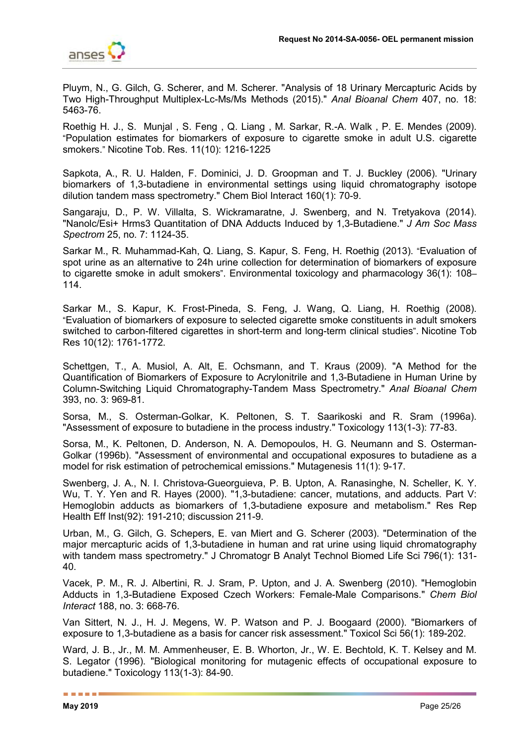Pluym, N., G. Gilch, G. Scherer, and M. Scherer. "Analysis of 18 Urinary Mercapturic Acids by Two High-Throughput Multiplex-Lc-Ms/Ms Methods (2015)." *Anal Bioanal Chem* 407, no. 18: 5463-76.

Roethig H. J., S. Munjal , S. Feng , Q. Liang , M. Sarkar, R.-A. Walk , P. E. Mendes (2009). "Population estimates for biomarkers of exposure to cigarette smoke in adult U.S. cigarette smokers." Nicotine Tob. Res. 11(10): 1216-1225

Sapkota, A., R. U. Halden, F. Dominici, J. D. Groopman and T. J. Buckley (2006). "Urinary biomarkers of 1,3-butadiene in environmental settings using liquid chromatography isotope dilution tandem mass spectrometry." Chem Biol Interact 160(1): 70-9.

Sangaraju, D., P. W. Villalta, S. Wickramaratne, J. Swenberg, and N. Tretyakova (2014). "Nanolc/Esi+ Hrms3 Quantitation of DNA Adducts Induced by 1,3-Butadiene." *J Am Soc Mass Spectrom* 25, no. 7: 1124-35.

Sarkar M., R. Muhammad-Kah, Q. Liang, S. Kapur, S. Feng, H. Roethig (2013). "Evaluation of spot urine as an alternative to 24h urine collection for determination of biomarkers of exposure to cigarette smoke in adult smokers". Environmental toxicology and pharmacology 36(1): 108–114.

Sarkar M., S. Kapur, K. Frost-Pineda, S. Feng, J. Wang, Q. Liang, H. Roethig (2008). "Evaluation of biomarkers of exposure to selected cigarette smoke constituents in adult smokers switched to carbon-filtered cigarettes in short-term and long-term clinical studies". Nicotine Tob Res 10(12): 1761-1772.

Schettgen, T., A. Musiol, A. Alt, E. Ochsmann, and T. Kraus (2009). "A Method for the Quantification of Biomarkers of Exposure to Acrylonitrile and 1,3-Butadiene in Human Urine by Column-Switching Liquid Chromatography-Tandem Mass Spectrometry." *Anal Bioanal Chem* 393, no. 3: 969-81.

Sorsa, M., S. Osterman-Golkar, K. Peltonen, S. T. Saarikoski and R. Sram (1996a). "Assessment of exposure to butadiene in the process industry." Toxicology 113(1-3): 77-83.

Sorsa, M., K. Peltonen, D. Anderson, N. A. Demopoulos, H. G. Neumann and S. Osterman-Golkar (1996b). "Assessment of environmental and occupational exposures to butadiene as a model for risk estimation of petrochemical emissions." Mutagenesis 11(1): 9-17.

Swenberg, J. A., N. I. Christova-Gueorguieva, P. B. Upton, A. Ranasinghe, N. Scheller, K. Y. Wu, T. Y. Yen and R. Hayes (2000). "1,3-butadiene: cancer, mutations, and adducts. Part V: Hemoglobin adducts as biomarkers of 1,3-butadiene exposure and metabolism." Res Rep Health Eff Inst(92): 191-210; discussion 211-9.

Urban, M., G. Gilch, G. Schepers, E. van Miert and G. Scherer (2003). "Determination of the major mercapturic acids of 1,3-butadiene in human and rat urine using liquid chromatography with tandem mass spectrometry." J Chromatogr B Analyt Technol Biomed Life Sci 796(1): 131-40.

Vacek, P. M., R. J. Albertini, R. J. Sram, P. Upton, and J. A. Swenberg (2010). "Hemoglobin Adducts in 1,3-Butadiene Exposed Czech Workers: Female-Male Comparisons." *Chem Biol Interact* 188, no. 3: 668-76.

Van Sittert, N. J., H. J. Megens, W. P. Watson and P. J. Boogaard (2000). "Biomarkers of exposure to 1,3-butadiene as a basis for cancer risk assessment." Toxicol Sci 56(1): 189-202.

Ward, J. B., Jr., M. M. Ammenheuser, E. B. Whorton, Jr., W. E. Bechtold, K. T. Kelsey and M. S. Legator (1996). "Biological monitoring for mutagenic effects of occupational exposure to butadiene." Toxicology 113(1-3): 84-90.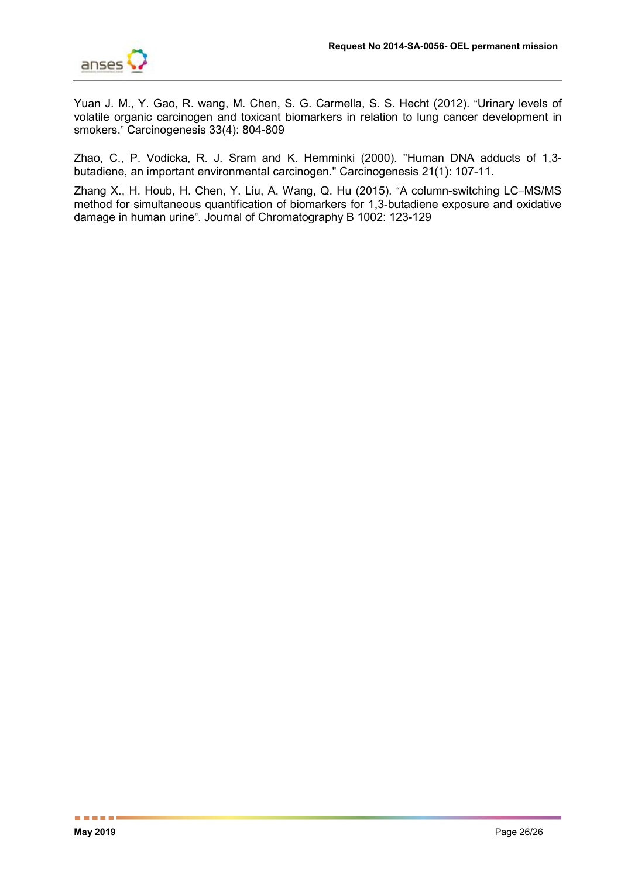Yuan J. M., Y. Gao, R. wang, M. Chen, S. G. Carmella, S. S. Hecht (2012). "Urinary levels of volatile organic carcinogen and toxicant biomarkers in relation to lung cancer development in smokers." Carcinogenesis 33(4): 804-809

Zhao, C., P. Vodicka, R. J. Sram and K. Hemminki (2000). "Human DNA adducts of 1,3-butadiene, an important environmental carcinogen." Carcinogenesis 21(1): 107-11.

Zhang X., H. Houb, H. Chen, Y. Liu, A. Wang, Q. Hu (2015). "A column-switching LC–MS/MS method for simultaneous quantification of biomarkers for 1,3-butadiene exposure and oxidative damage in human urine". Journal of Chromatography B 1002: 123-129